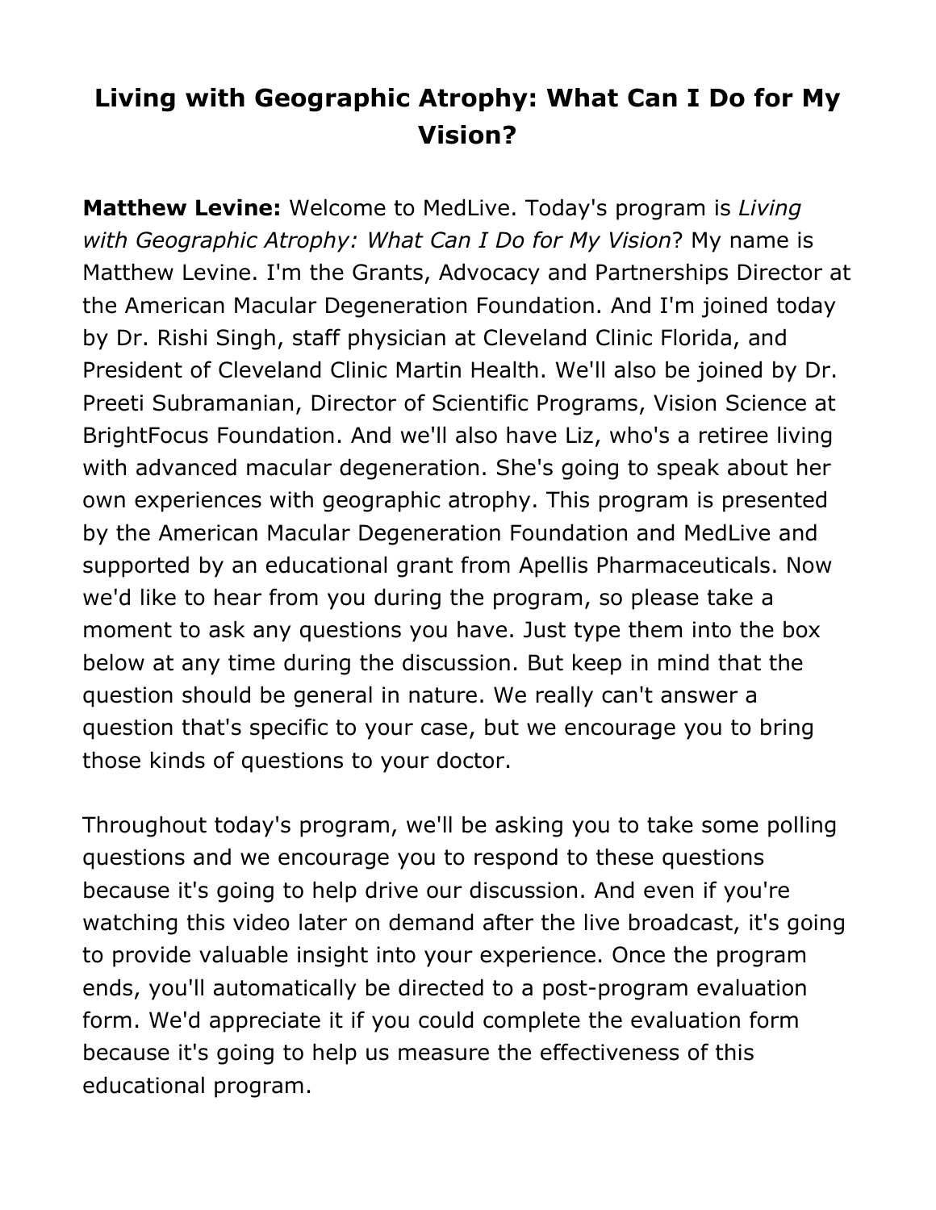# Living with Geographic Atrophy: What Can I Do for My Vision?

**Matthew Levine:** Welcome to MedLive. Today's program is *Living with Geographic Atrophy: What Can I Do for My Vision*? My name is Matthew Levine. I'm the Grants, Advocacy and Partnerships Director at the American Macular Degeneration Foundation. And I'm joined today by Dr. Rishi Singh, staff physician at Cleveland Clinic Florida, and President of Cleveland Clinic Martin Health. We'll also be joined by Dr. Preeti Subramanian, Director of Scientific Programs, Vision Science at BrightFocus Foundation. And we'll also have Liz, who's a retiree living with advanced macular degeneration. She's going to speak about her own experiences with geographic atrophy. This program is presented by the American Macular Degeneration Foundation and MedLive and supported by an educational grant from Apellis Pharmaceuticals. Now we'd like to hear from you during the program, so please take a moment to ask any questions you have. Just type them into the box below at any time during the discussion. But keep in mind that the question should be general in nature. We really can't answer a question that's specific to your case, but we encourage you to bring those kinds of questions to your doctor.

Throughout today's program, we'll be asking you to take some polling questions and we encourage you to respond to these questions because it's going to help drive our discussion. And even if you're watching this video later on demand after the live broadcast, it's going to provide valuable insight into your experience. Once the program ends, you'll automatically be directed to a post-program evaluation form. We'd appreciate it if you could complete the evaluation form because it's going to help us measure the effectiveness of this educational program.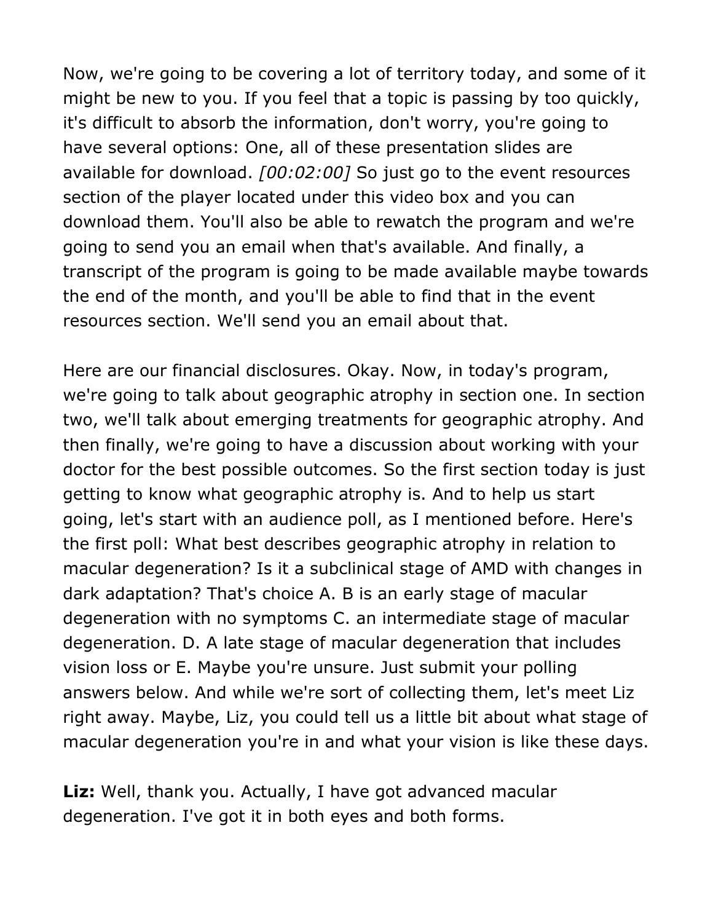Now, we're going to be covering a lot of territory today, and some of it might be new to you. If you feel that a topic is passing by too quickly, it's difficult to absorb the information, don't worry, you're going to have several options: One, all of these presentation slides are available for download. *[00:02:00]* So just go to the event resources section of the player located under this video box and you can download them. You'll also be able to rewatch the program and we're going to send you an email when that's available. And finally, a transcript of the program is going to be made available maybe towards the end of the month, and you'll be able to find that in the event resources section. We'll send you an email about that.

Here are our financial disclosures. Okay. Now, in today's program, we're going to talk about geographic atrophy in section one. In section two, we'll talk about emerging treatments for geographic atrophy. And then finally, we're going to have a discussion about working with your doctor for the best possible outcomes. So the first section today is just getting to know what geographic atrophy is. And to help us start going, let's start with an audience poll, as I mentioned before. Here's the first poll: What best describes geographic atrophy in relation to macular degeneration? Is it a subclinical stage of AMD with changes in dark adaptation? That's choice A. B is an early stage of macular degeneration with no symptoms C. an intermediate stage of macular degeneration. D. A late stage of macular degeneration that includes vision loss or E. Maybe you're unsure. Just submit your polling answers below. And while we're sort of collecting them, let's meet Liz right away. Maybe, Liz, you could tell us a little bit about what stage of macular degeneration you're in and what your vision is like these days.

**Liz:** Well, thank you. Actually, I have got advanced macular degeneration. I've got it in both eyes and both forms.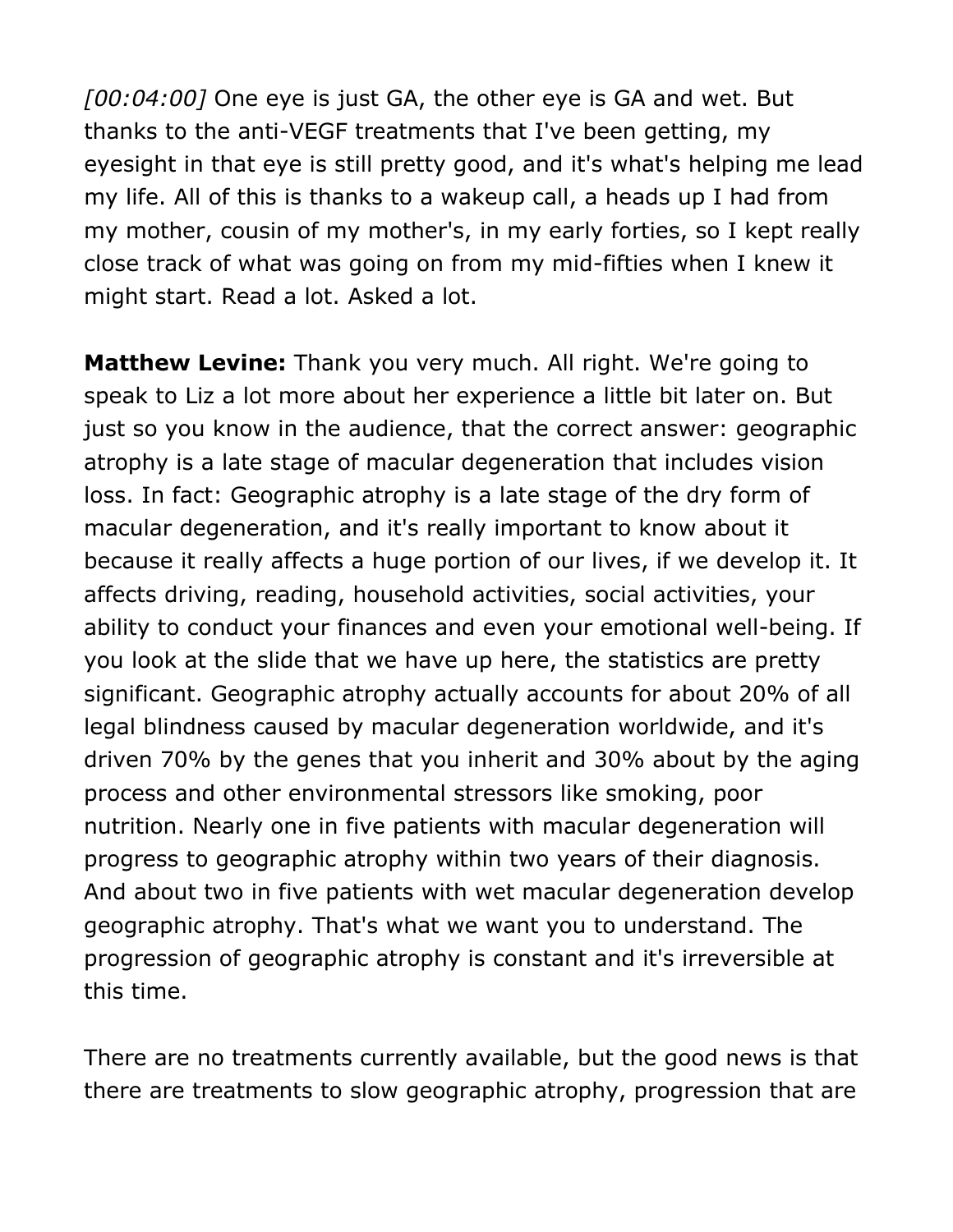*[00:04:00]* One eye is just GA, the other eye is GA and wet. But thanks to the anti-VEGF treatments that I've been getting, my eyesight in that eye is still pretty good, and it's what's helping me lead my life. All of this is thanks to a wakeup call, a heads up I had from my mother, cousin of my mother's, in my early forties, so I kept really close track of what was going on from my mid-fifties when I knew it might start. Read a lot. Asked a lot.

**Matthew Levine:** Thank you very much. All right. We're going to speak to Liz a lot more about her experience a little bit later on. But just so you know in the audience, that the correct answer: geographic atrophy is a late stage of macular degeneration that includes vision loss. In fact: Geographic atrophy is a late stage of the dry form of macular degeneration, and it's really important to know about it because it really affects a huge portion of our lives, if we develop it. It affects driving, reading, household activities, social activities, your ability to conduct your finances and even your emotional well-being. If you look at the slide that we have up here, the statistics are pretty significant. Geographic atrophy actually accounts for about 20% of all legal blindness caused by macular degeneration worldwide, and it's driven 70% by the genes that you inherit and 30% about by the aging process and other environmental stressors like smoking, poor nutrition. Nearly one in five patients with macular degeneration will progress to geographic atrophy within two years of their diagnosis. And about two in five patients with wet macular degeneration develop geographic atrophy. That's what we want you to understand. The progression of geographic atrophy is constant and it's irreversible at this time.

There are no treatments currently available, but the good news is that there are treatments to slow geographic atrophy, progression that are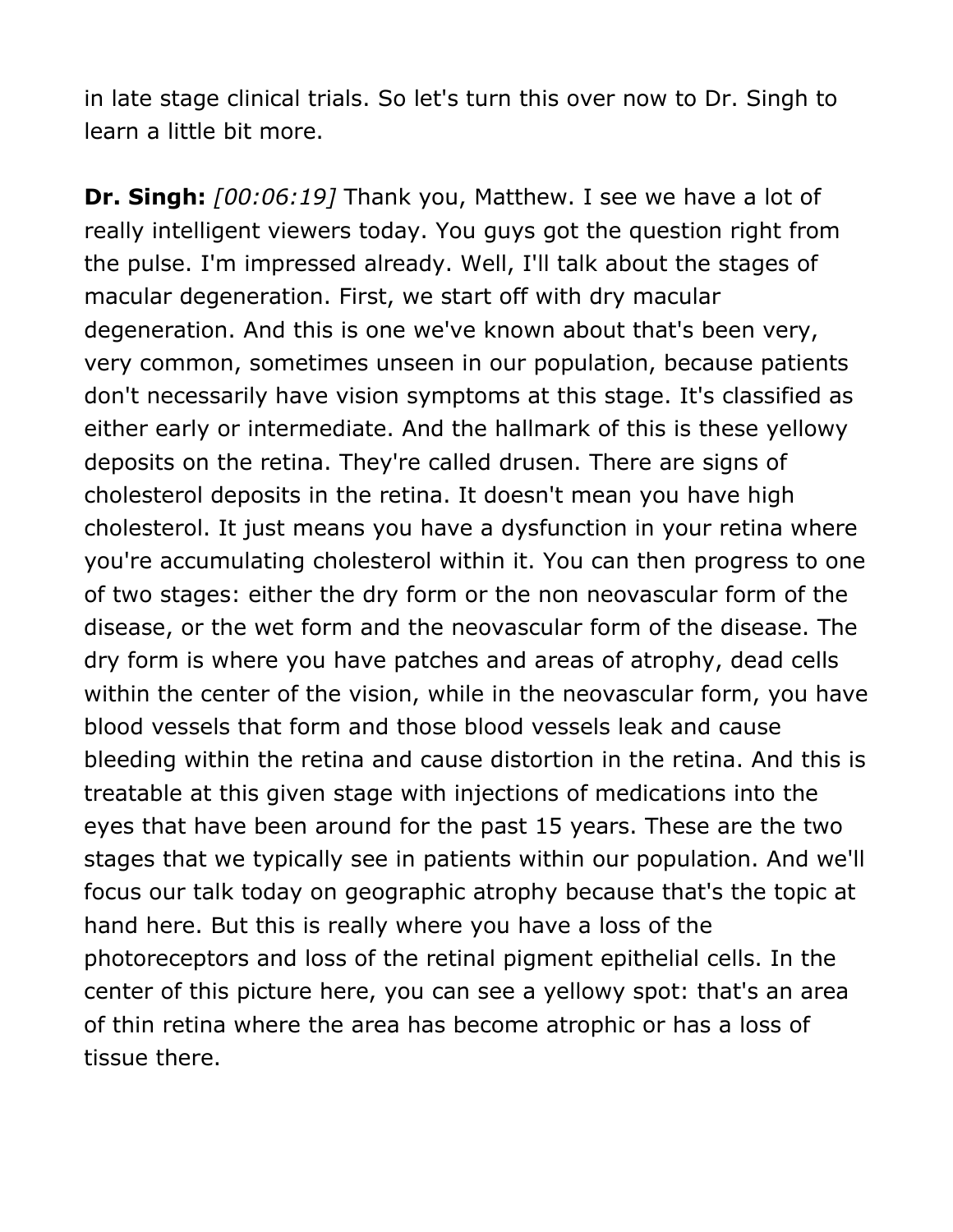in late stage clinical trials. So let's turn this over now to Dr. Singh to learn a little bit more.

**Dr. Singh:** *[00:06:19]* Thank you, Matthew. I see we have a lot of really intelligent viewers today. You guys got the question right from the pulse. I'm impressed already. Well, I'll talk about the stages of macular degeneration. First, we start off with dry macular degeneration. And this is one we've known about that's been very, very common, sometimes unseen in our population, because patients don't necessarily have vision symptoms at this stage. It's classified as either early or intermediate. And the hallmark of this is these yellowy deposits on the retina. They're called drusen. There are signs of cholesterol deposits in the retina. It doesn't mean you have high cholesterol. It just means you have a dysfunction in your retina where you're accumulating cholesterol within it. You can then progress to one of two stages: either the dry form or the non neovascular form of the disease, or the wet form and the neovascular form of the disease. The dry form is where you have patches and areas of atrophy, dead cells within the center of the vision, while in the neovascular form, you have blood vessels that form and those blood vessels leak and cause bleeding within the retina and cause distortion in the retina. And this is treatable at this given stage with injections of medications into the eyes that have been around for the past 15 years. These are the two stages that we typically see in patients within our population. And we'll focus our talk today on geographic atrophy because that's the topic at hand here. But this is really where you have a loss of the photoreceptors and loss of the retinal pigment epithelial cells. In the center of this picture here, you can see a yellowy spot: that's an area of thin retina where the area has become atrophic or has a loss of tissue there.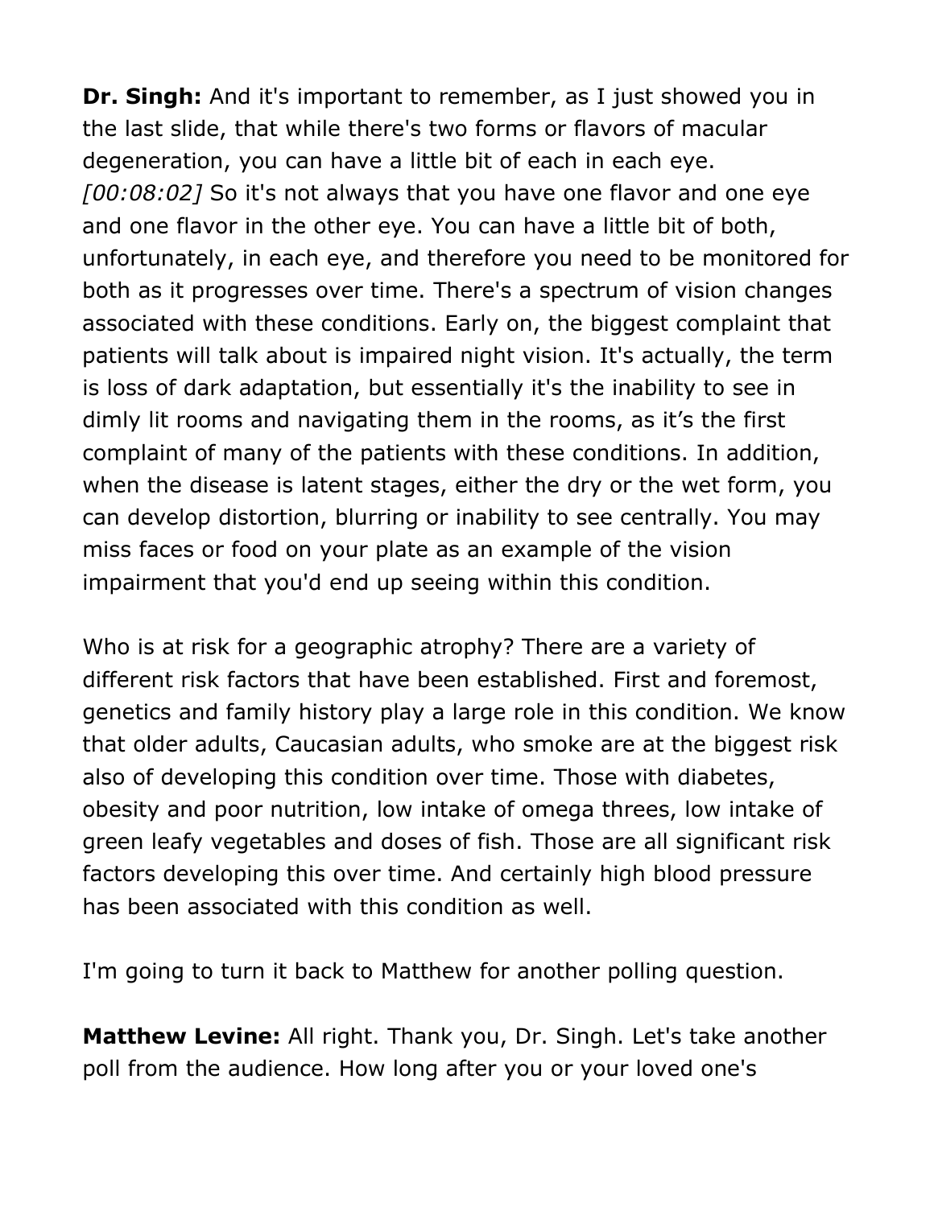**Dr. Singh:** And it's important to remember, as I just showed you in the last slide, that while there's two forms or flavors of macular degeneration, you can have a little bit of each in each eye. *[00:08:02]* So it's not always that you have one flavor and one eye and one flavor in the other eye. You can have a little bit of both, unfortunately, in each eye, and therefore you need to be monitored for both as it progresses over time. There's a spectrum of vision changes associated with these conditions. Early on, the biggest complaint that patients will talk about is impaired night vision. It's actually, the term is loss of dark adaptation, but essentially it's the inability to see in dimly lit rooms and navigating them in the rooms, as it's the first complaint of many of the patients with these conditions. In addition, when the disease is latent stages, either the dry or the wet form, you can develop distortion, blurring or inability to see centrally. You may miss faces or food on your plate as an example of the vision impairment that you'd end up seeing within this condition.

Who is at risk for a geographic atrophy? There are a variety of different risk factors that have been established. First and foremost, genetics and family history play a large role in this condition. We know that older adults, Caucasian adults, who smoke are at the biggest risk also of developing this condition over time. Those with diabetes, obesity and poor nutrition, low intake of omega threes, low intake of green leafy vegetables and doses of fish. Those are all significant risk factors developing this over time. And certainly high blood pressure has been associated with this condition as well.

I'm going to turn it back to Matthew for another polling question.

**Matthew Levine:** All right. Thank you, Dr. Singh. Let's take another poll from the audience. How long after you or your loved one's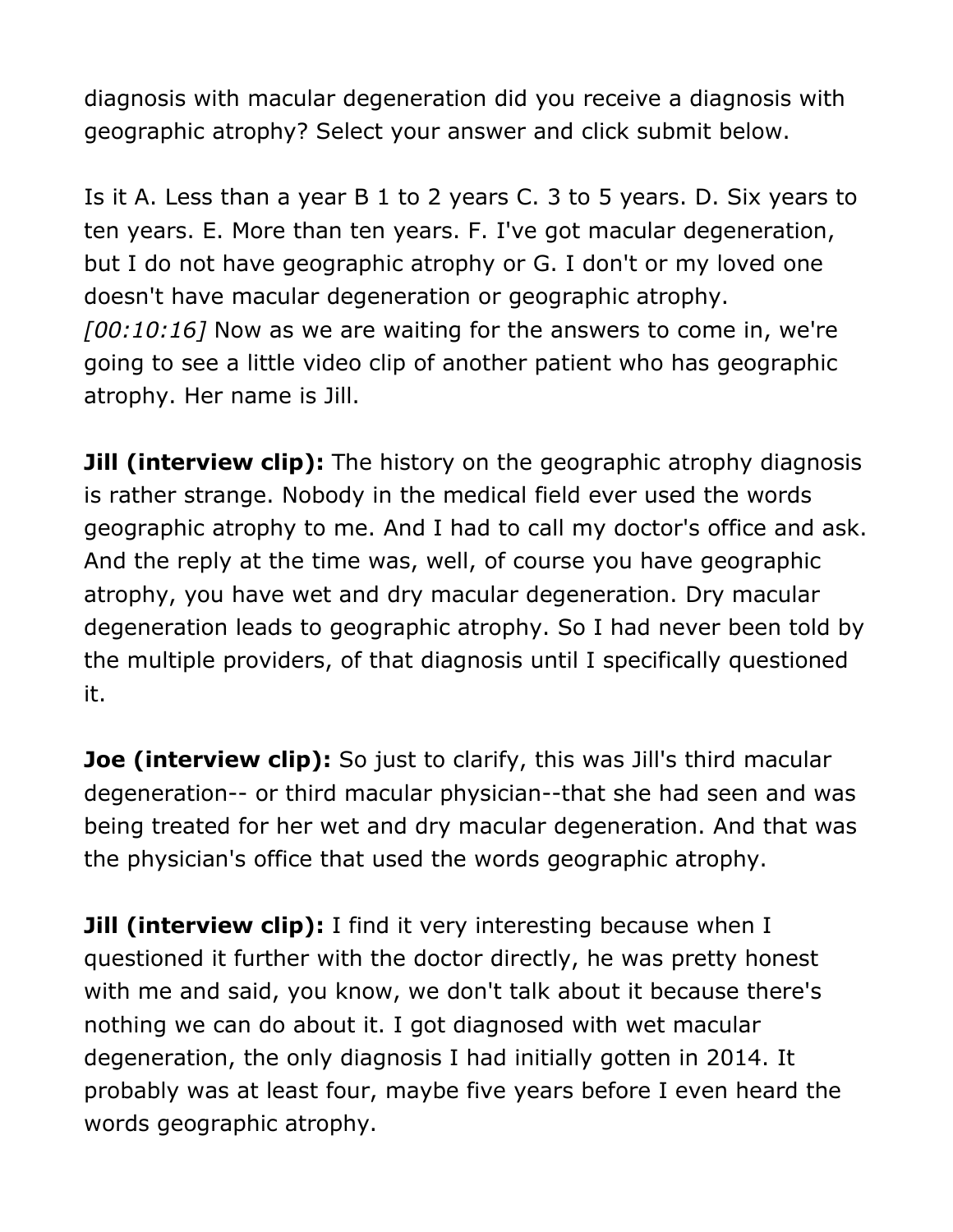diagnosis with macular degeneration did you receive a diagnosis with geographic atrophy? Select your answer and click submit below.

Is it A. Less than a year B 1 to 2 years C. 3 to 5 years. D. Six years to ten years. E. More than ten years. F. I've got macular degeneration, but I do not have geographic atrophy or G. I don't or my loved one doesn't have macular degeneration or geographic atrophy.
*[00:10:16]* Now as we are waiting for the answers to come in, we're going to see a little video clip of another patient who has geographic atrophy. Her name is Jill.

**Jill (interview clip):** The history on the geographic atrophy diagnosis is rather strange. Nobody in the medical field ever used the words geographic atrophy to me. And I had to call my doctor's office and ask. And the reply at the time was, well, of course you have geographic atrophy, you have wet and dry macular degeneration. Dry macular degeneration leads to geographic atrophy. So I had never been told by the multiple providers, of that diagnosis until I specifically questioned it.

**Joe (interview clip):** So just to clarify, this was Jill's third macular degeneration-- or third macular physician--that she had seen and was being treated for her wet and dry macular degeneration. And that was the physician's office that used the words geographic atrophy.

**Jill (interview clip):** I find it very interesting because when I questioned it further with the doctor directly, he was pretty honest with me and said, you know, we don't talk about it because there's nothing we can do about it. I got diagnosed with wet macular degeneration, the only diagnosis I had initially gotten in 2014. It probably was at least four, maybe five years before I even heard the words geographic atrophy.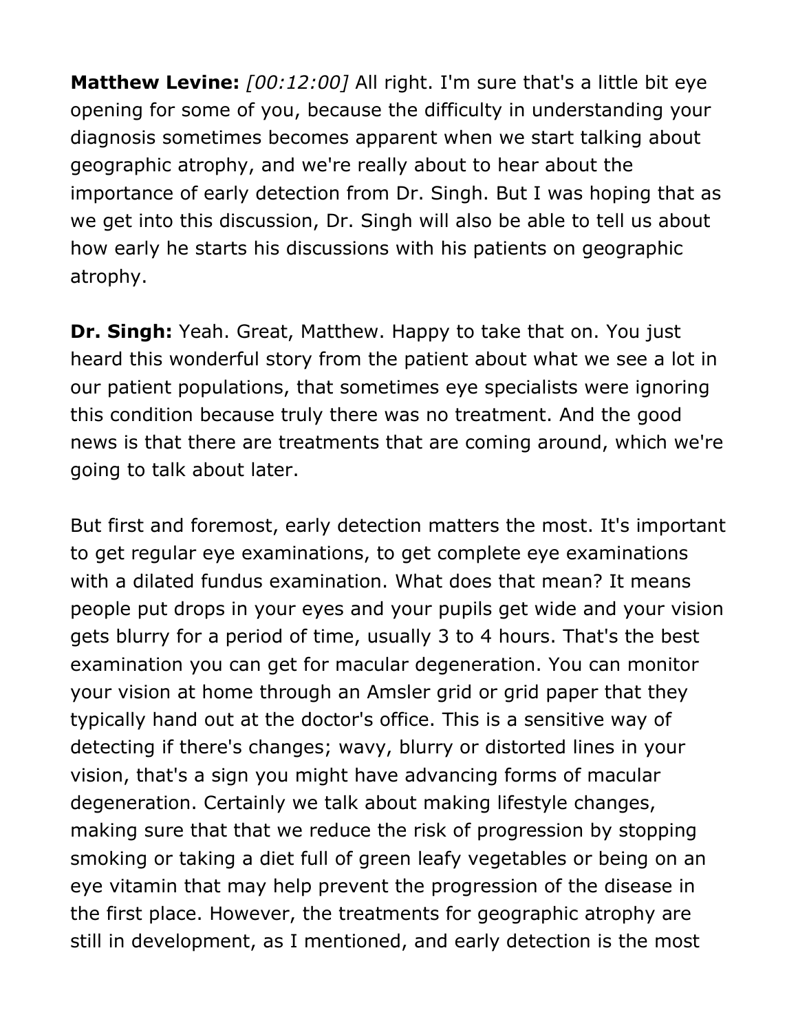**Matthew Levine:** *[00:12:00]* All right. I'm sure that's a little bit eye opening for some of you, because the difficulty in understanding your diagnosis sometimes becomes apparent when we start talking about geographic atrophy, and we're really about to hear about the importance of early detection from Dr. Singh. But I was hoping that as we get into this discussion, Dr. Singh will also be able to tell us about how early he starts his discussions with his patients on geographic atrophy.

**Dr. Singh:** Yeah. Great, Matthew. Happy to take that on. You just heard this wonderful story from the patient about what we see a lot in our patient populations, that sometimes eye specialists were ignoring this condition because truly there was no treatment. And the good news is that there are treatments that are coming around, which we're going to talk about later.

But first and foremost, early detection matters the most. It's important to get regular eye examinations, to get complete eye examinations with a dilated fundus examination. What does that mean? It means people put drops in your eyes and your pupils get wide and your vision gets blurry for a period of time, usually 3 to 4 hours. That's the best examination you can get for macular degeneration. You can monitor your vision at home through an Amsler grid or grid paper that they typically hand out at the doctor's office. This is a sensitive way of detecting if there's changes; wavy, blurry or distorted lines in your vision, that's a sign you might have advancing forms of macular degeneration. Certainly we talk about making lifestyle changes, making sure that that we reduce the risk of progression by stopping smoking or taking a diet full of green leafy vegetables or being on an eye vitamin that may help prevent the progression of the disease in the first place. However, the treatments for geographic atrophy are still in development, as I mentioned, and early detection is the most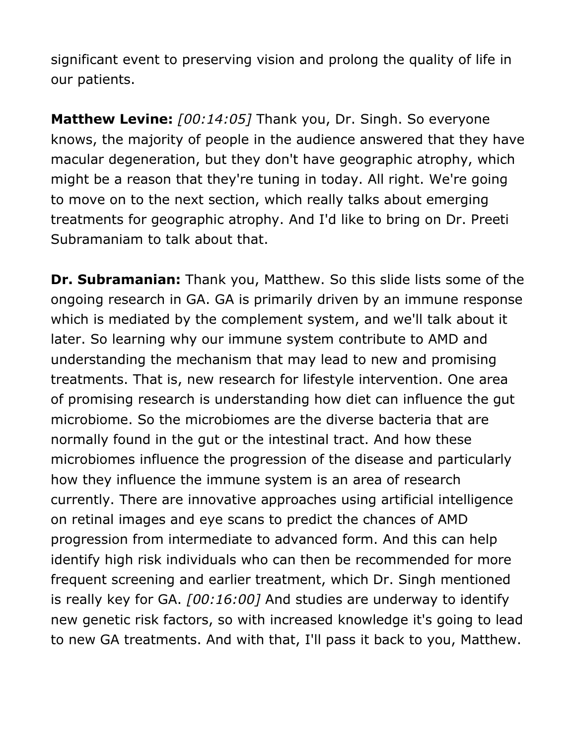significant event to preserving vision and prolong the quality of life in our patients.

**Matthew Levine:** *[00:14:05]* Thank you, Dr. Singh. So everyone knows, the majority of people in the audience answered that they have macular degeneration, but they don't have geographic atrophy, which might be a reason that they're tuning in today. All right. We're going to move on to the next section, which really talks about emerging treatments for geographic atrophy. And I'd like to bring on Dr. Preeti Subramaniam to talk about that.

**Dr. Subramanian:** Thank you, Matthew. So this slide lists some of the ongoing research in GA. GA is primarily driven by an immune response which is mediated by the complement system, and we'll talk about it later. So learning why our immune system contribute to AMD and understanding the mechanism that may lead to new and promising treatments. That is, new research for lifestyle intervention. One area of promising research is understanding how diet can influence the gut microbiome. So the microbiomes are the diverse bacteria that are normally found in the gut or the intestinal tract. And how these microbiomes influence the progression of the disease and particularly how they influence the immune system is an area of research currently. There are innovative approaches using artificial intelligence on retinal images and eye scans to predict the chances of AMD progression from intermediate to advanced form. And this can help identify high risk individuals who can then be recommended for more frequent screening and earlier treatment, which Dr. Singh mentioned is really key for GA. *[00:16:00]* And studies are underway to identify new genetic risk factors, so with increased knowledge it's going to lead to new GA treatments. And with that, I'll pass it back to you, Matthew.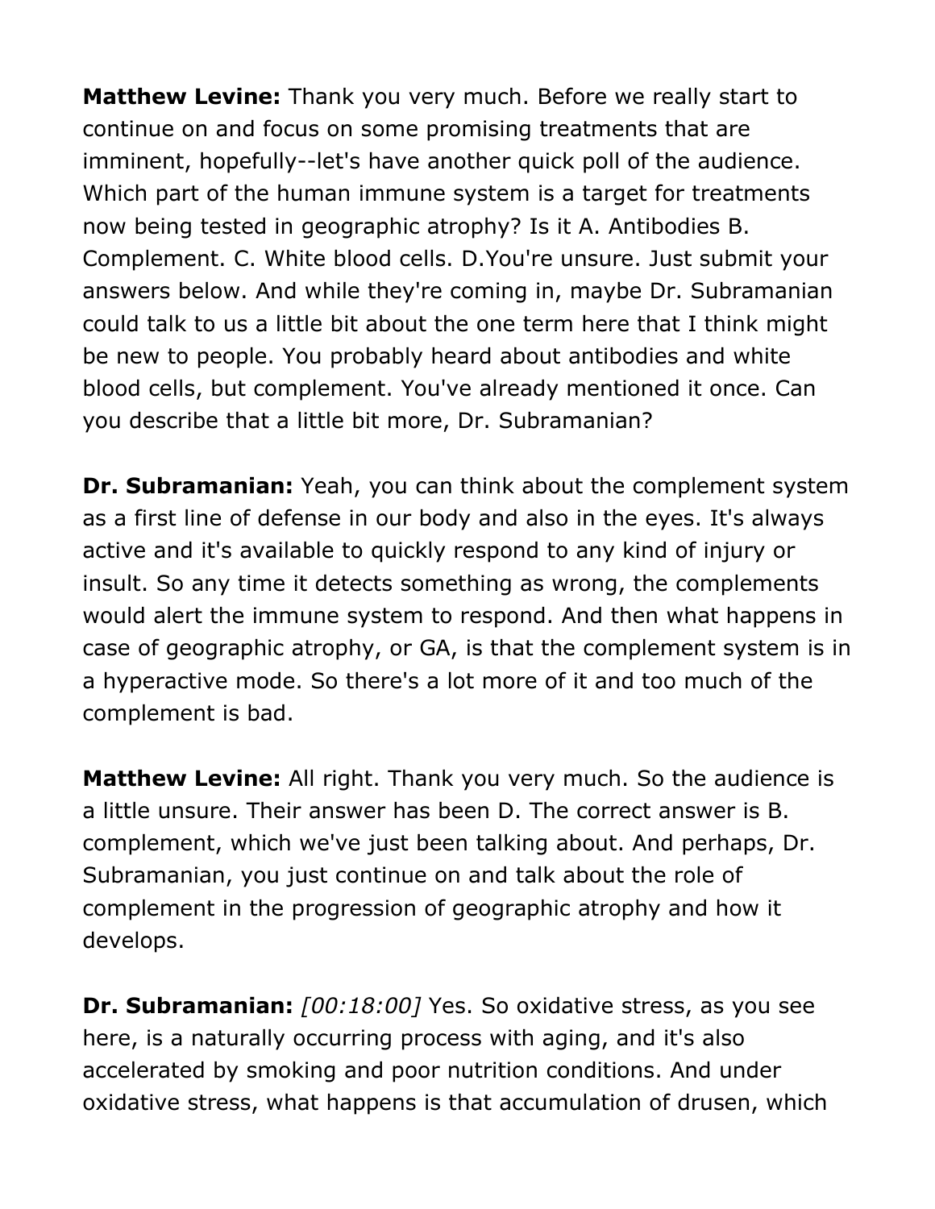**Matthew Levine:** Thank you very much. Before we really start to continue on and focus on some promising treatments that are imminent, hopefully--let's have another quick poll of the audience. Which part of the human immune system is a target for treatments now being tested in geographic atrophy? Is it A. Antibodies B. Complement. C. White blood cells. D.You're unsure. Just submit your answers below. And while they're coming in, maybe Dr. Subramanian could talk to us a little bit about the one term here that I think might be new to people. You probably heard about antibodies and white blood cells, but complement. You've already mentioned it once. Can you describe that a little bit more, Dr. Subramanian?

**Dr. Subramanian:** Yeah, you can think about the complement system as a first line of defense in our body and also in the eyes. It's always active and it's available to quickly respond to any kind of injury or insult. So any time it detects something as wrong, the complements would alert the immune system to respond. And then what happens in case of geographic atrophy, or GA, is that the complement system is in a hyperactive mode. So there's a lot more of it and too much of the complement is bad.

**Matthew Levine:** All right. Thank you very much. So the audience is a little unsure. Their answer has been D. The correct answer is B. complement, which we've just been talking about. And perhaps, Dr. Subramanian, you just continue on and talk about the role of complement in the progression of geographic atrophy and how it develops.

**Dr. Subramanian:** *[00:18:00]* Yes. So oxidative stress, as you see here, is a naturally occurring process with aging, and it's also accelerated by smoking and poor nutrition conditions. And under oxidative stress, what happens is that accumulation of drusen, which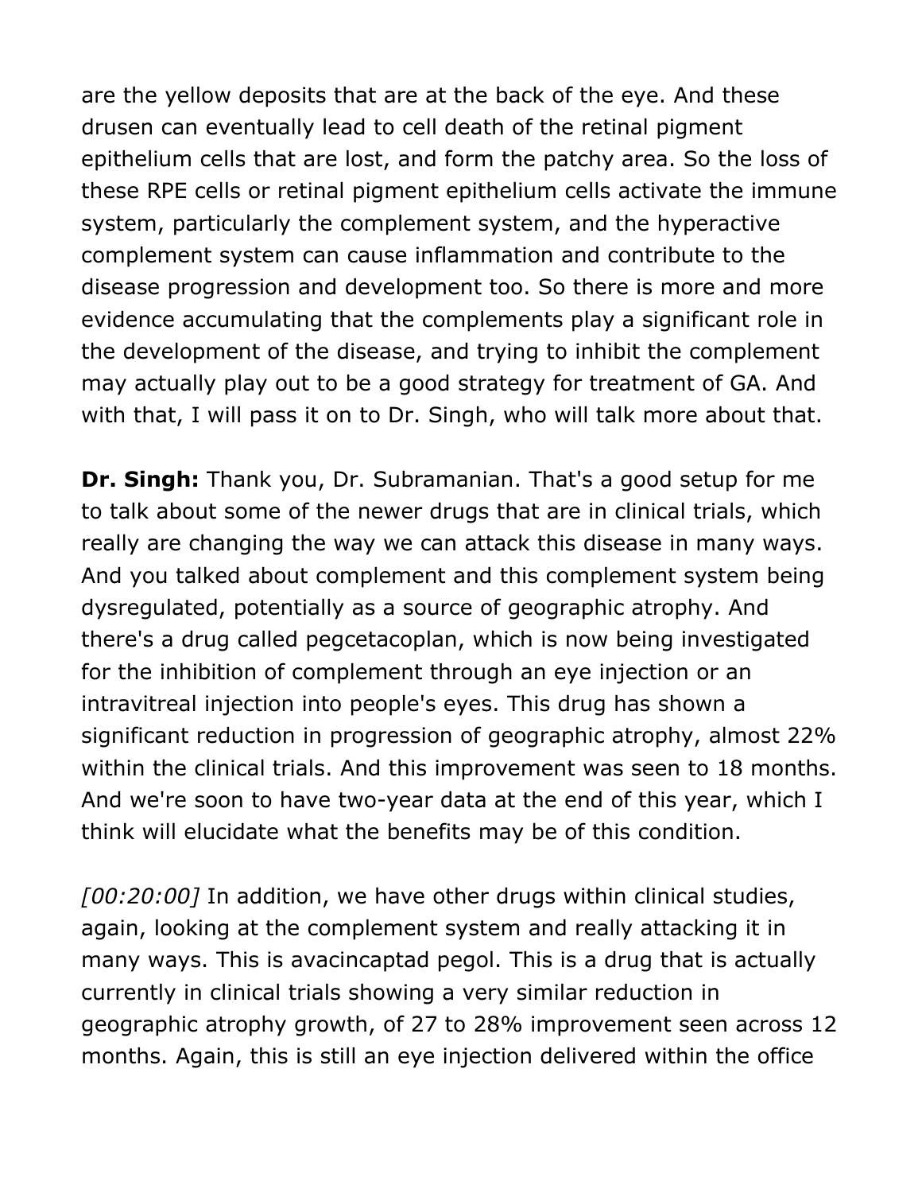are the yellow deposits that are at the back of the eye. And these drusen can eventually lead to cell death of the retinal pigment epithelium cells that are lost, and form the patchy area. So the loss of these RPE cells or retinal pigment epithelium cells activate the immune system, particularly the complement system, and the hyperactive complement system can cause inflammation and contribute to the disease progression and development too. So there is more and more evidence accumulating that the complements play a significant role in the development of the disease, and trying to inhibit the complement may actually play out to be a good strategy for treatment of GA. And with that, I will pass it on to Dr. Singh, who will talk more about that.

**Dr. Singh:** Thank you, Dr. Subramanian. That's a good setup for me to talk about some of the newer drugs that are in clinical trials, which really are changing the way we can attack this disease in many ways. And you talked about complement and this complement system being dysregulated, potentially as a source of geographic atrophy. And there's a drug called pegcetacoplan, which is now being investigated for the inhibition of complement through an eye injection or an intravitreal injection into people's eyes. This drug has shown a significant reduction in progression of geographic atrophy, almost 22% within the clinical trials. And this improvement was seen to 18 months. And we're soon to have two-year data at the end of this year, which I think will elucidate what the benefits may be of this condition.

*[00:20:00]* In addition, we have other drugs within clinical studies, again, looking at the complement system and really attacking it in many ways. This is avacincaptad pegol. This is a drug that is actually currently in clinical trials showing a very similar reduction in geographic atrophy growth, of 27 to 28% improvement seen across 12 months. Again, this is still an eye injection delivered within the office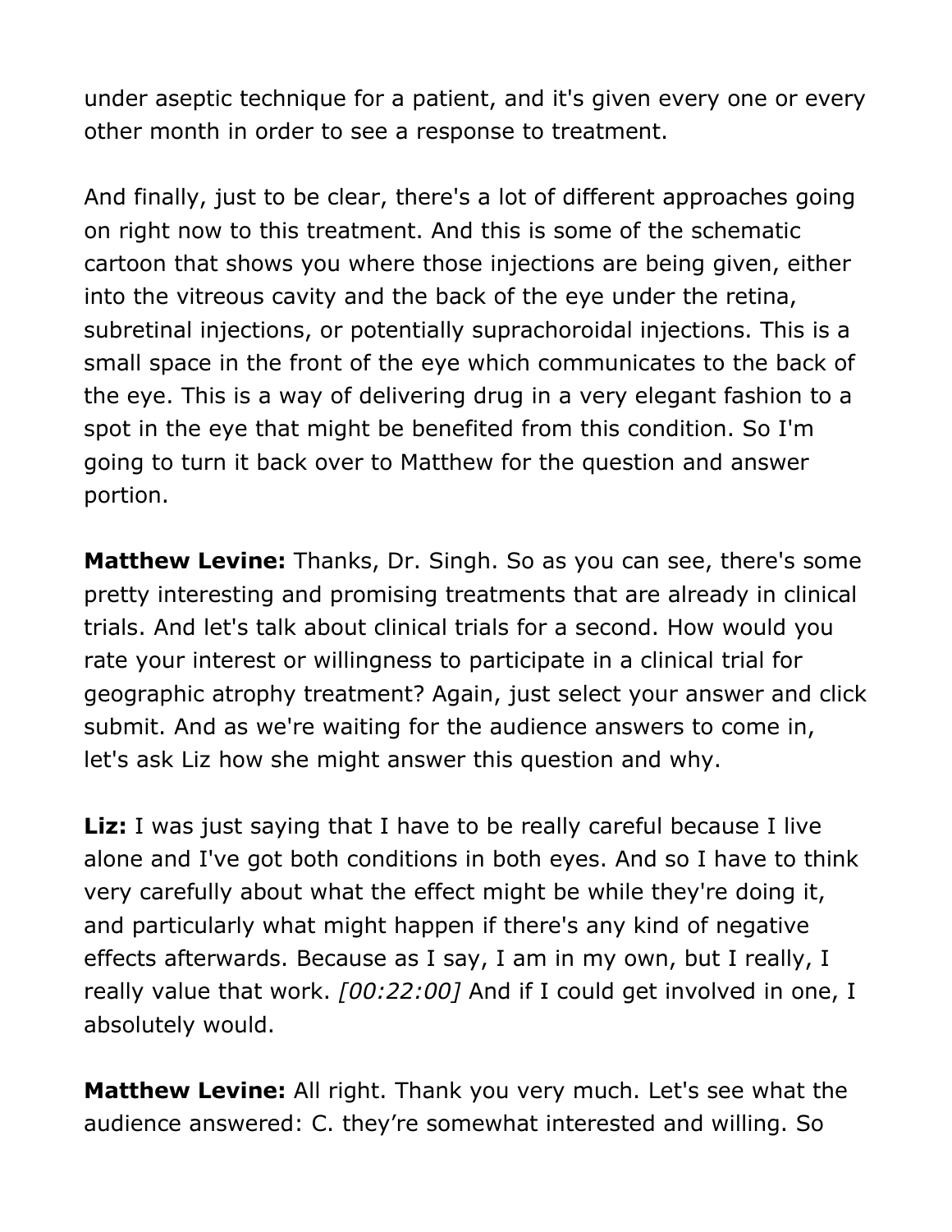under aseptic technique for a patient, and it's given every one or every other month in order to see a response to treatment.

And finally, just to be clear, there's a lot of different approaches going on right now to this treatment. And this is some of the schematic cartoon that shows you where those injections are being given, either into the vitreous cavity and the back of the eye under the retina, subretinal injections, or potentially suprachoroidal injections. This is a small space in the front of the eye which communicates to the back of the eye. This is a way of delivering drug in a very elegant fashion to a spot in the eye that might be benefited from this condition. So I'm going to turn it back over to Matthew for the question and answer portion.

**Matthew Levine:** Thanks, Dr. Singh. So as you can see, there's some pretty interesting and promising treatments that are already in clinical trials. And let's talk about clinical trials for a second. How would you rate your interest or willingness to participate in a clinical trial for geographic atrophy treatment? Again, just select your answer and click submit. And as we're waiting for the audience answers to come in, let's ask Liz how she might answer this question and why.

**Liz:** I was just saying that I have to be really careful because I live alone and I've got both conditions in both eyes. And so I have to think very carefully about what the effect might be while they're doing it, and particularly what might happen if there's any kind of negative effects afterwards. Because as I say, I am in my own, but I really, I really value that work. *[00:22:00]* And if I could get involved in one, I absolutely would.

**Matthew Levine:** All right. Thank you very much. Let's see what the audience answered: C. they're somewhat interested and willing. So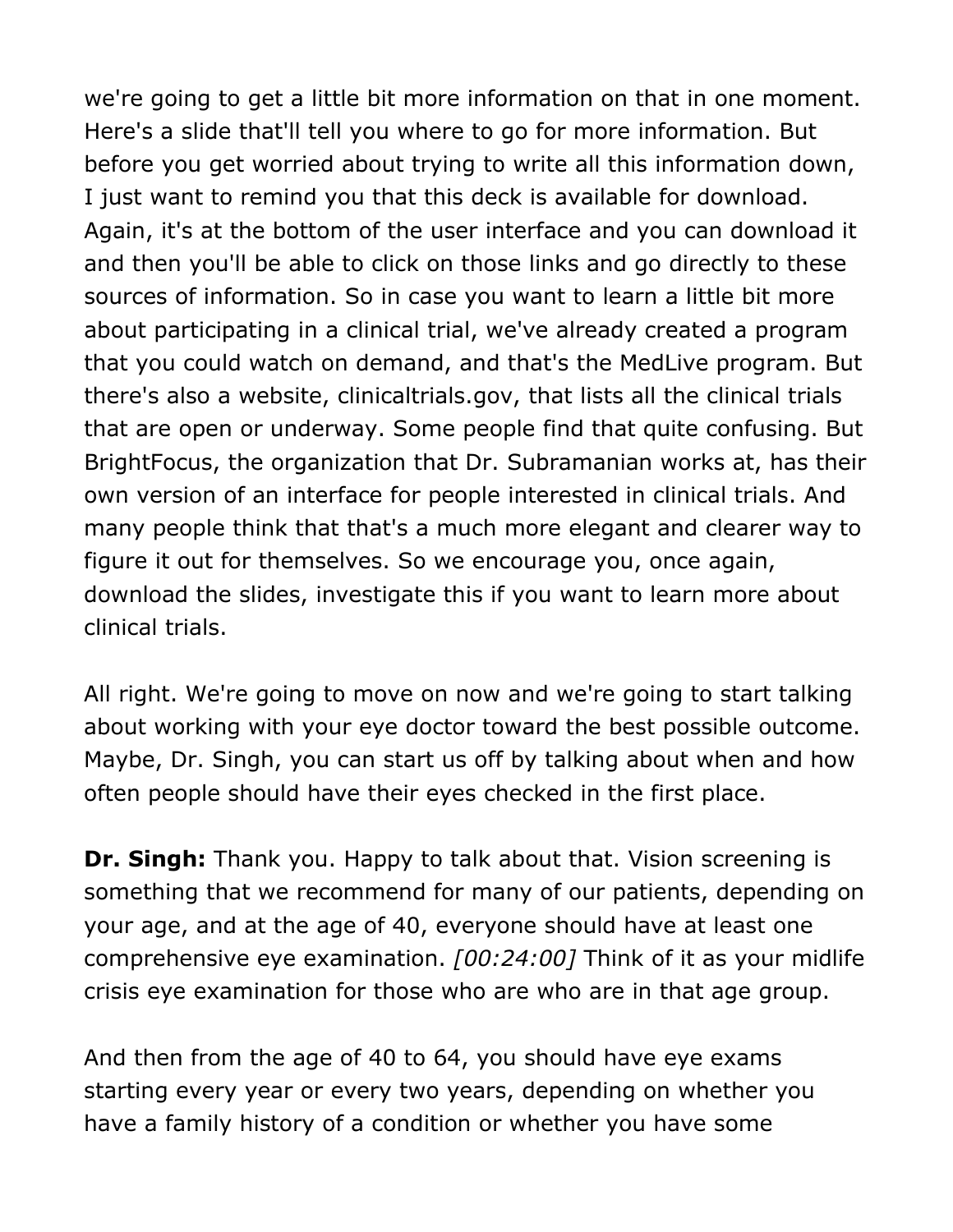we're going to get a little bit more information on that in one moment. Here's a slide that'll tell you where to go for more information. But before you get worried about trying to write all this information down, I just want to remind you that this deck is available for download. Again, it's at the bottom of the user interface and you can download it and then you'll be able to click on those links and go directly to these sources of information. So in case you want to learn a little bit more about participating in a clinical trial, we've already created a program that you could watch on demand, and that's the MedLive program. But there's also a website, clinicaltrials.gov, that lists all the clinical trials that are open or underway. Some people find that quite confusing. But BrightFocus, the organization that Dr. Subramanian works at, has their own version of an interface for people interested in clinical trials. And many people think that that's a much more elegant and clearer way to figure it out for themselves. So we encourage you, once again, download the slides, investigate this if you want to learn more about clinical trials.

All right. We're going to move on now and we're going to start talking about working with your eye doctor toward the best possible outcome. Maybe, Dr. Singh, you can start us off by talking about when and how often people should have their eyes checked in the first place.

**Dr. Singh:** Thank you. Happy to talk about that. Vision screening is something that we recommend for many of our patients, depending on your age, and at the age of 40, everyone should have at least one comprehensive eye examination. *[00:24:00]* Think of it as your midlife crisis eye examination for those who are who are in that age group.

And then from the age of 40 to 64, you should have eye exams starting every year or every two years, depending on whether you have a family history of a condition or whether you have some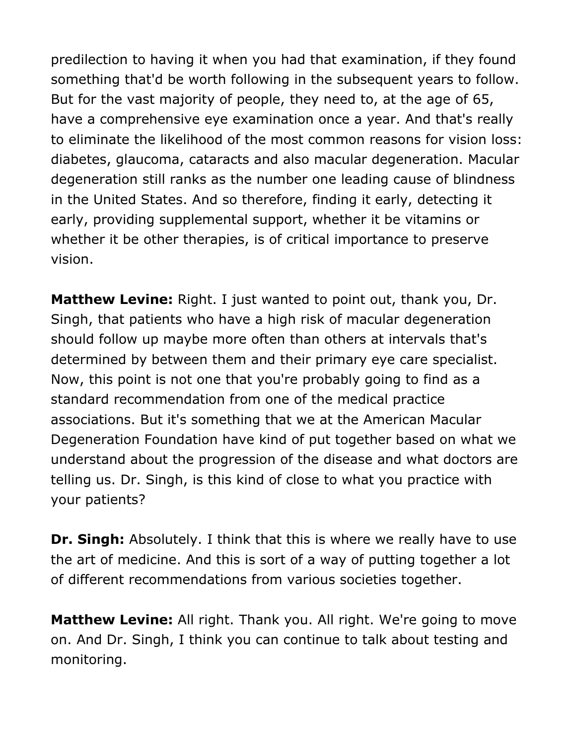predilection to having it when you had that examination, if they found something that'd be worth following in the subsequent years to follow. But for the vast majority of people, they need to, at the age of 65, have a comprehensive eye examination once a year. And that's really to eliminate the likelihood of the most common reasons for vision loss: diabetes, glaucoma, cataracts and also macular degeneration. Macular degeneration still ranks as the number one leading cause of blindness in the United States. And so therefore, finding it early, detecting it early, providing supplemental support, whether it be vitamins or whether it be other therapies, is of critical importance to preserve vision.

**Matthew Levine:** Right. I just wanted to point out, thank you, Dr. Singh, that patients who have a high risk of macular degeneration should follow up maybe more often than others at intervals that's determined by between them and their primary eye care specialist. Now, this point is not one that you're probably going to find as a standard recommendation from one of the medical practice associations. But it's something that we at the American Macular Degeneration Foundation have kind of put together based on what we understand about the progression of the disease and what doctors are telling us. Dr. Singh, is this kind of close to what you practice with your patients?

**Dr. Singh:** Absolutely. I think that this is where we really have to use the art of medicine. And this is sort of a way of putting together a lot of different recommendations from various societies together.

**Matthew Levine:** All right. Thank you. All right. We're going to move on. And Dr. Singh, I think you can continue to talk about testing and monitoring.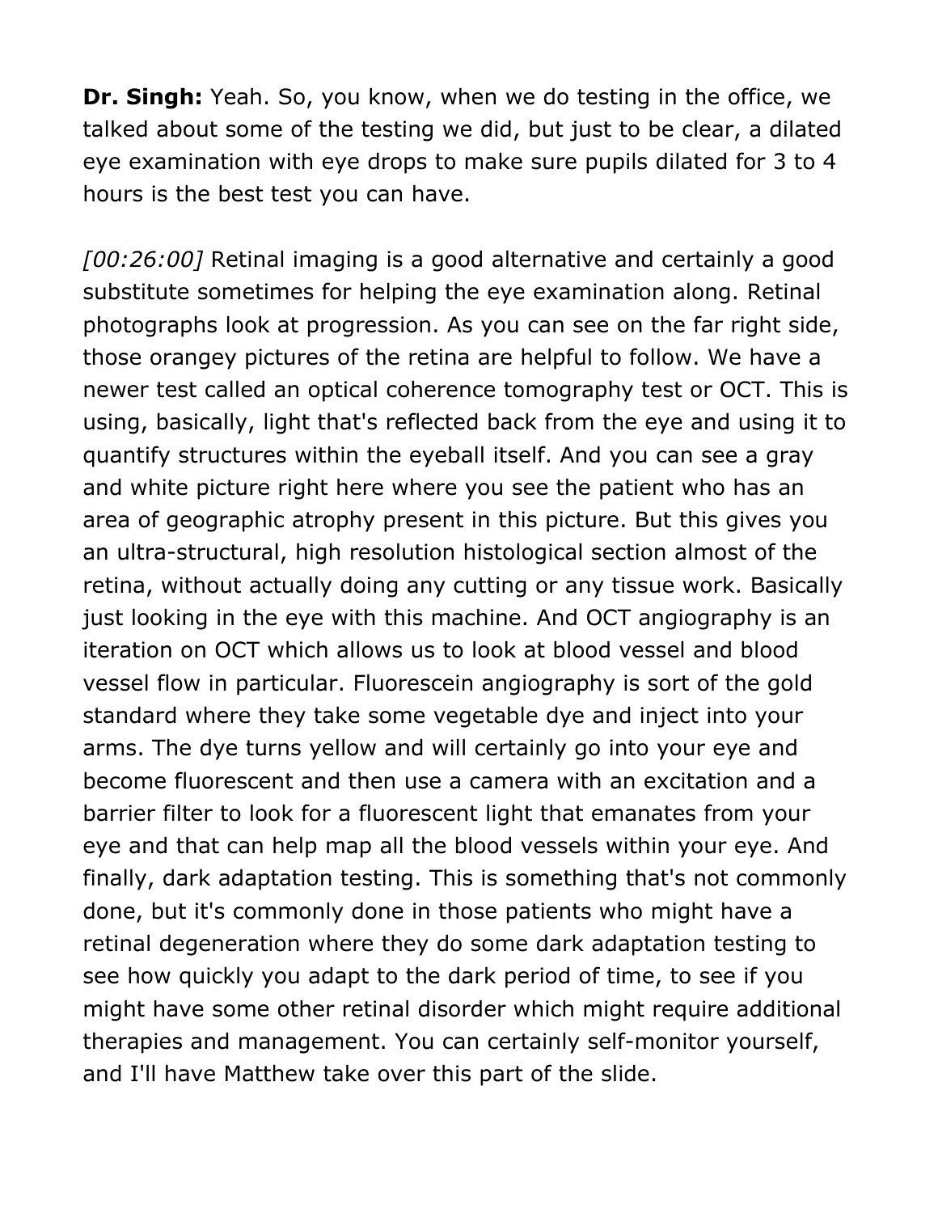**Dr. Singh:** Yeah. So, you know, when we do testing in the office, we talked about some of the testing we did, but just to be clear, a dilated eye examination with eye drops to make sure pupils dilated for 3 to 4 hours is the best test you can have.

*[00:26:00]* Retinal imaging is a good alternative and certainly a good substitute sometimes for helping the eye examination along. Retinal photographs look at progression. As you can see on the far right side, those orangey pictures of the retina are helpful to follow. We have a newer test called an optical coherence tomography test or OCT. This is using, basically, light that's reflected back from the eye and using it to quantify structures within the eyeball itself. And you can see a gray and white picture right here where you see the patient who has an area of geographic atrophy present in this picture. But this gives you an ultra-structural, high resolution histological section almost of the retina, without actually doing any cutting or any tissue work. Basically just looking in the eye with this machine. And OCT angiography is an iteration on OCT which allows us to look at blood vessel and blood vessel flow in particular. Fluorescein angiography is sort of the gold standard where they take some vegetable dye and inject into your arms. The dye turns yellow and will certainly go into your eye and become fluorescent and then use a camera with an excitation and a barrier filter to look for a fluorescent light that emanates from your eye and that can help map all the blood vessels within your eye. And finally, dark adaptation testing. This is something that's not commonly done, but it's commonly done in those patients who might have a retinal degeneration where they do some dark adaptation testing to see how quickly you adapt to the dark period of time, to see if you might have some other retinal disorder which might require additional therapies and management. You can certainly self-monitor yourself, and I'll have Matthew take over this part of the slide.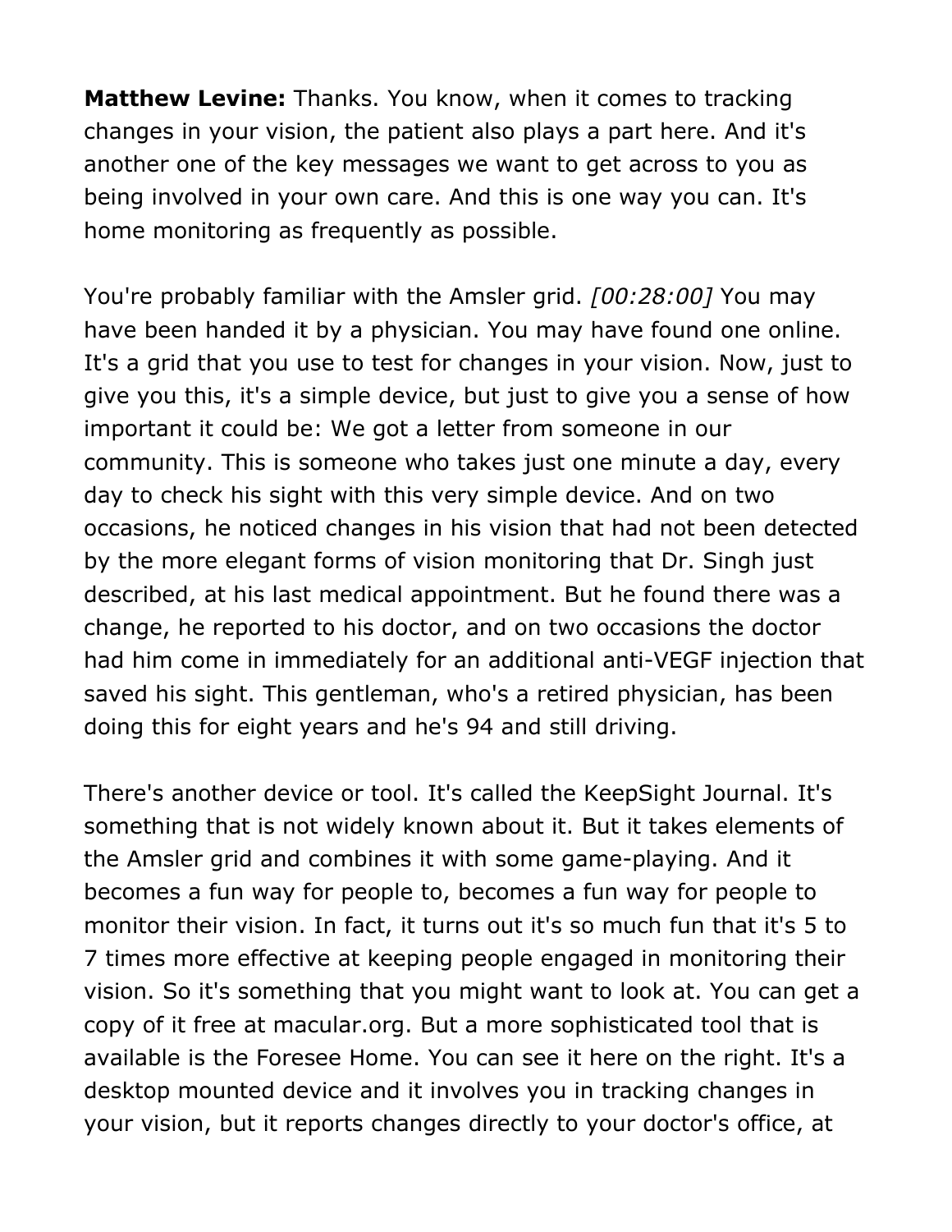**Matthew Levine:** Thanks. You know, when it comes to tracking changes in your vision, the patient also plays a part here. And it's another one of the key messages we want to get across to you as being involved in your own care. And this is one way you can. It's home monitoring as frequently as possible.

You're probably familiar with the Amsler grid. *[00:28:00]* You may have been handed it by a physician. You may have found one online. It's a grid that you use to test for changes in your vision. Now, just to give you this, it's a simple device, but just to give you a sense of how important it could be: We got a letter from someone in our community. This is someone who takes just one minute a day, every day to check his sight with this very simple device. And on two occasions, he noticed changes in his vision that had not been detected by the more elegant forms of vision monitoring that Dr. Singh just described, at his last medical appointment. But he found there was a change, he reported to his doctor, and on two occasions the doctor had him come in immediately for an additional anti-VEGF injection that saved his sight. This gentleman, who's a retired physician, has been doing this for eight years and he's 94 and still driving.

There's another device or tool. It's called the KeepSight Journal. It's something that is not widely known about it. But it takes elements of the Amsler grid and combines it with some game-playing. And it becomes a fun way for people to, becomes a fun way for people to monitor their vision. In fact, it turns out it's so much fun that it's 5 to 7 times more effective at keeping people engaged in monitoring their vision. So it's something that you might want to look at. You can get a copy of it free at macular.org. But a more sophisticated tool that is available is the Foresee Home. You can see it here on the right. It's a desktop mounted device and it involves you in tracking changes in your vision, but it reports changes directly to your doctor's office, at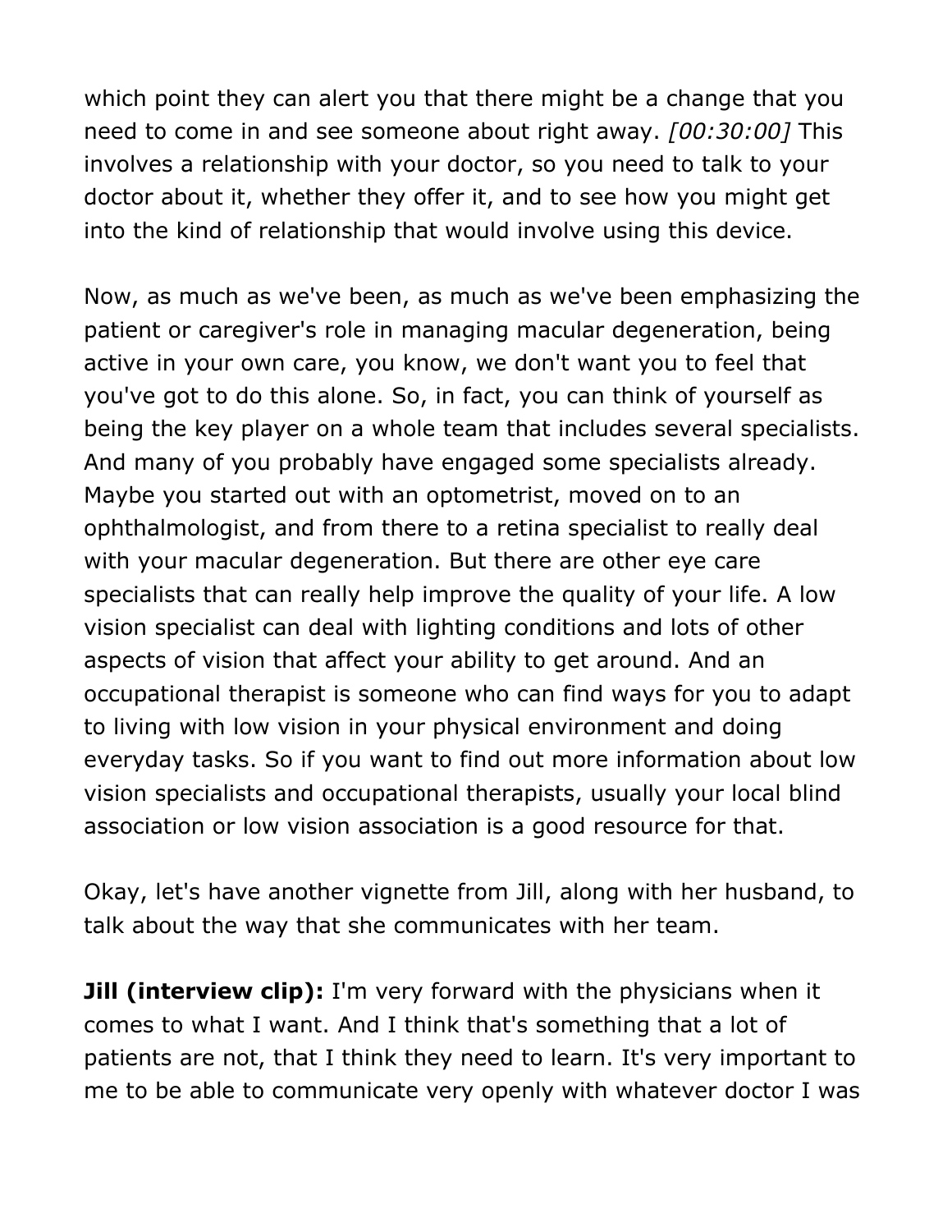which point they can alert you that there might be a change that you need to come in and see someone about right away. *[00:30:00]* This involves a relationship with your doctor, so you need to talk to your doctor about it, whether they offer it, and to see how you might get into the kind of relationship that would involve using this device.

Now, as much as we've been, as much as we've been emphasizing the patient or caregiver's role in managing macular degeneration, being active in your own care, you know, we don't want you to feel that you've got to do this alone. So, in fact, you can think of yourself as being the key player on a whole team that includes several specialists. And many of you probably have engaged some specialists already. Maybe you started out with an optometrist, moved on to an ophthalmologist, and from there to a retina specialist to really deal with your macular degeneration. But there are other eye care specialists that can really help improve the quality of your life. A low vision specialist can deal with lighting conditions and lots of other aspects of vision that affect your ability to get around. And an occupational therapist is someone who can find ways for you to adapt to living with low vision in your physical environment and doing everyday tasks. So if you want to find out more information about low vision specialists and occupational therapists, usually your local blind association or low vision association is a good resource for that.

Okay, let's have another vignette from Jill, along with her husband, to talk about the way that she communicates with her team.

**Jill (interview clip):** I'm very forward with the physicians when it comes to what I want. And I think that's something that a lot of patients are not, that I think they need to learn. It's very important to me to be able to communicate very openly with whatever doctor I was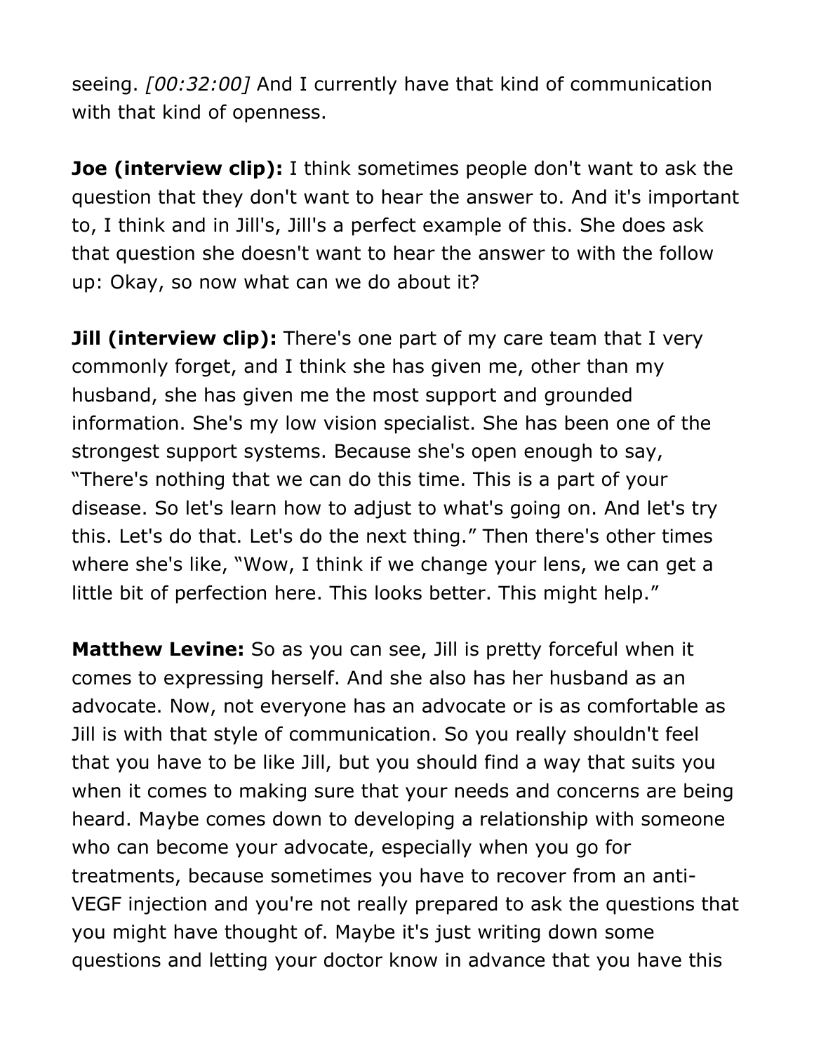seeing. *[00:32:00]* And I currently have that kind of communication with that kind of openness.

**Joe (interview clip):** I think sometimes people don't want to ask the question that they don't want to hear the answer to. And it's important to, I think and in Jill's, Jill's a perfect example of this. She does ask that question she doesn't want to hear the answer to with the follow up: Okay, so now what can we do about it?

**Jill (interview clip):** There's one part of my care team that I very commonly forget, and I think she has given me, other than my husband, she has given me the most support and grounded information. She's my low vision specialist. She has been one of the strongest support systems. Because she's open enough to say, "There's nothing that we can do this time. This is a part of your disease. So let's learn how to adjust to what's going on. And let's try this. Let's do that. Let's do the next thing." Then there's other times where she's like, "Wow, I think if we change your lens, we can get a little bit of perfection here. This looks better. This might help."

**Matthew Levine:** So as you can see, Jill is pretty forceful when it comes to expressing herself. And she also has her husband as an advocate. Now, not everyone has an advocate or is as comfortable as Jill is with that style of communication. So you really shouldn't feel that you have to be like Jill, but you should find a way that suits you when it comes to making sure that your needs and concerns are being heard. Maybe comes down to developing a relationship with someone who can become your advocate, especially when you go for treatments, because sometimes you have to recover from an anti-VEGF injection and you're not really prepared to ask the questions that you might have thought of. Maybe it's just writing down some questions and letting your doctor know in advance that you have this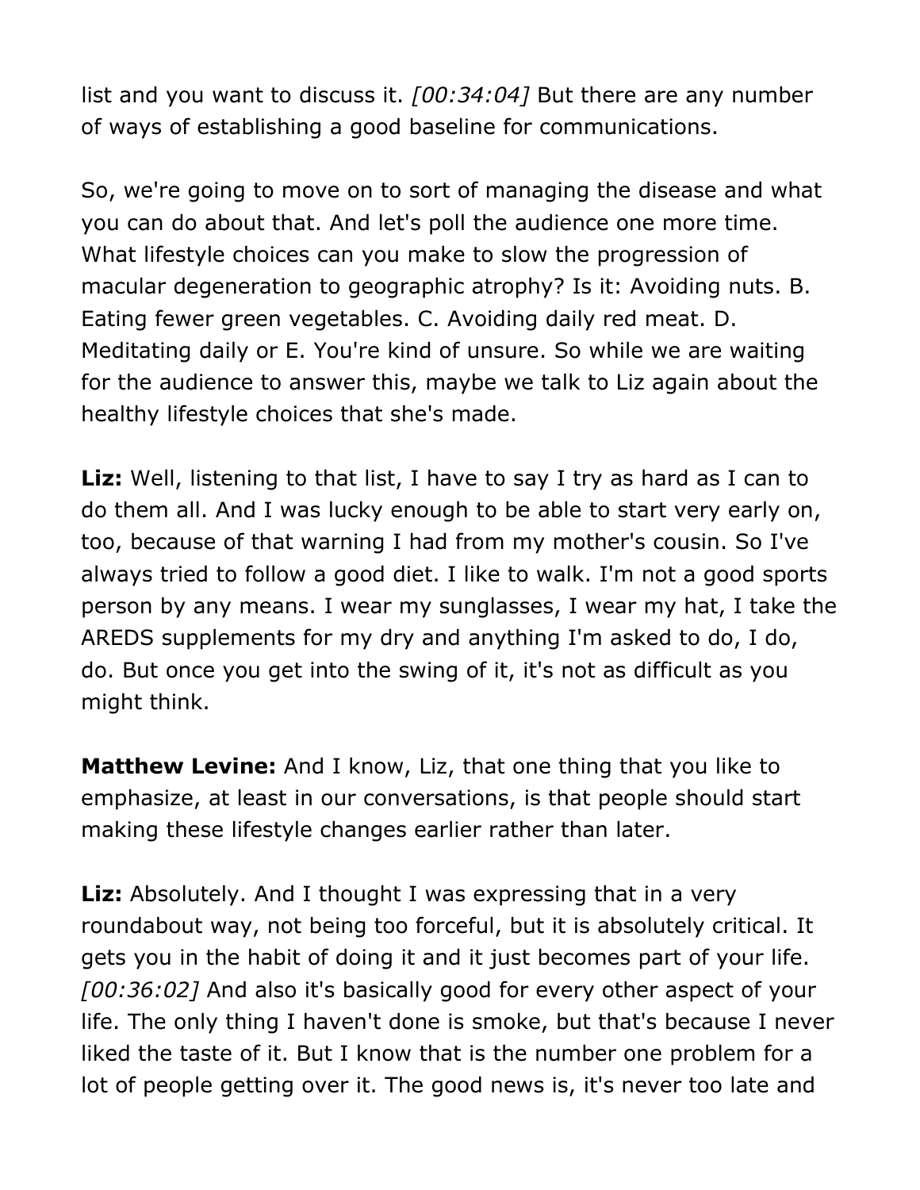list and you want to discuss it. *[00:34:04]* But there are any number of ways of establishing a good baseline for communications.

So, we're going to move on to sort of managing the disease and what you can do about that. And let's poll the audience one more time. What lifestyle choices can you make to slow the progression of macular degeneration to geographic atrophy? Is it: Avoiding nuts. B. Eating fewer green vegetables. C. Avoiding daily red meat. D. Meditating daily or E. You're kind of unsure. So while we are waiting for the audience to answer this, maybe we talk to Liz again about the healthy lifestyle choices that she's made.

**Liz:** Well, listening to that list, I have to say I try as hard as I can to do them all. And I was lucky enough to be able to start very early on, too, because of that warning I had from my mother's cousin. So I've always tried to follow a good diet. I like to walk. I'm not a good sports person by any means. I wear my sunglasses, I wear my hat, I take the AREDS supplements for my dry and anything I'm asked to do, I do, do. But once you get into the swing of it, it's not as difficult as you might think.

**Matthew Levine:** And I know, Liz, that one thing that you like to emphasize, at least in our conversations, is that people should start making these lifestyle changes earlier rather than later.

**Liz:** Absolutely. And I thought I was expressing that in a very roundabout way, not being too forceful, but it is absolutely critical. It gets you in the habit of doing it and it just becomes part of your life. *[00:36:02]* And also it's basically good for every other aspect of your life. The only thing I haven't done is smoke, but that's because I never liked the taste of it. But I know that is the number one problem for a lot of people getting over it. The good news is, it's never too late and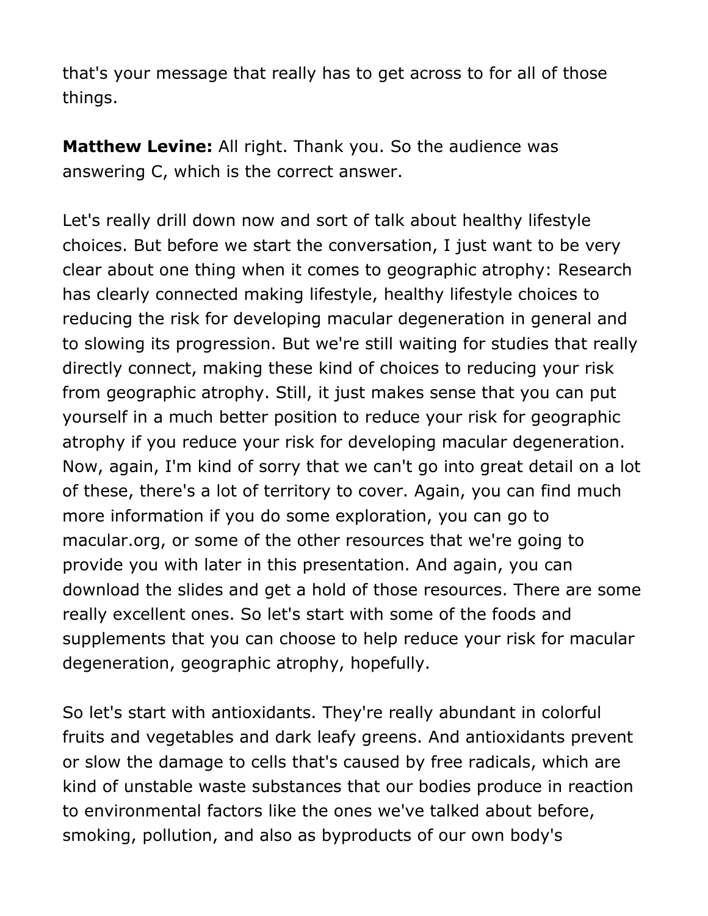that's your message that really has to get across to for all of those things.

**Matthew Levine:** All right. Thank you. So the audience was answering C, which is the correct answer.

Let's really drill down now and sort of talk about healthy lifestyle choices. But before we start the conversation, I just want to be very clear about one thing when it comes to geographic atrophy: Research has clearly connected making lifestyle, healthy lifestyle choices to reducing the risk for developing macular degeneration in general and to slowing its progression. But we're still waiting for studies that really directly connect, making these kind of choices to reducing your risk from geographic atrophy. Still, it just makes sense that you can put yourself in a much better position to reduce your risk for geographic atrophy if you reduce your risk for developing macular degeneration. Now, again, I'm kind of sorry that we can't go into great detail on a lot of these, there's a lot of territory to cover. Again, you can find much more information if you do some exploration, you can go to macular.org, or some of the other resources that we're going to provide you with later in this presentation. And again, you can download the slides and get a hold of those resources. There are some really excellent ones. So let's start with some of the foods and supplements that you can choose to help reduce your risk for macular degeneration, geographic atrophy, hopefully.

So let's start with antioxidants. They're really abundant in colorful fruits and vegetables and dark leafy greens. And antioxidants prevent or slow the damage to cells that's caused by free radicals, which are kind of unstable waste substances that our bodies produce in reaction to environmental factors like the ones we've talked about before, smoking, pollution, and also as byproducts of our own body's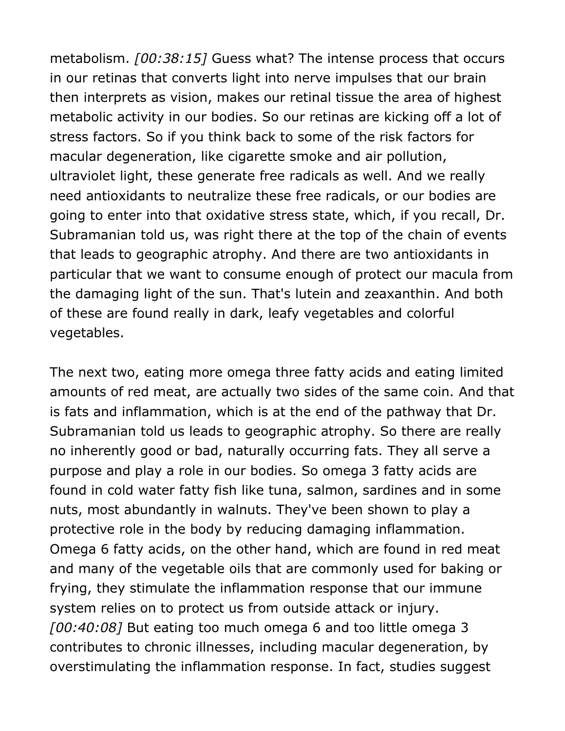metabolism. *[00:38:15]* Guess what? The intense process that occurs in our retinas that converts light into nerve impulses that our brain then interprets as vision, makes our retinal tissue the area of highest metabolic activity in our bodies. So our retinas are kicking off a lot of stress factors. So if you think back to some of the risk factors for macular degeneration, like cigarette smoke and air pollution, ultraviolet light, these generate free radicals as well. And we really need antioxidants to neutralize these free radicals, or our bodies are going to enter into that oxidative stress state, which, if you recall, Dr. Subramanian told us, was right there at the top of the chain of events that leads to geographic atrophy. And there are two antioxidants in particular that we want to consume enough of protect our macula from the damaging light of the sun. That's lutein and zeaxanthin. And both of these are found really in dark, leafy vegetables and colorful vegetables.

The next two, eating more omega three fatty acids and eating limited amounts of red meat, are actually two sides of the same coin. And that is fats and inflammation, which is at the end of the pathway that Dr. Subramanian told us leads to geographic atrophy. So there are really no inherently good or bad, naturally occurring fats. They all serve a purpose and play a role in our bodies. So omega 3 fatty acids are found in cold water fatty fish like tuna, salmon, sardines and in some nuts, most abundantly in walnuts. They've been shown to play a protective role in the body by reducing damaging inflammation. Omega 6 fatty acids, on the other hand, which are found in red meat and many of the vegetable oils that are commonly used for baking or frying, they stimulate the inflammation response that our immune system relies on to protect us from outside attack or injury. *[00:40:08]* But eating too much omega 6 and too little omega 3 contributes to chronic illnesses, including macular degeneration, by overstimulating the inflammation response. In fact, studies suggest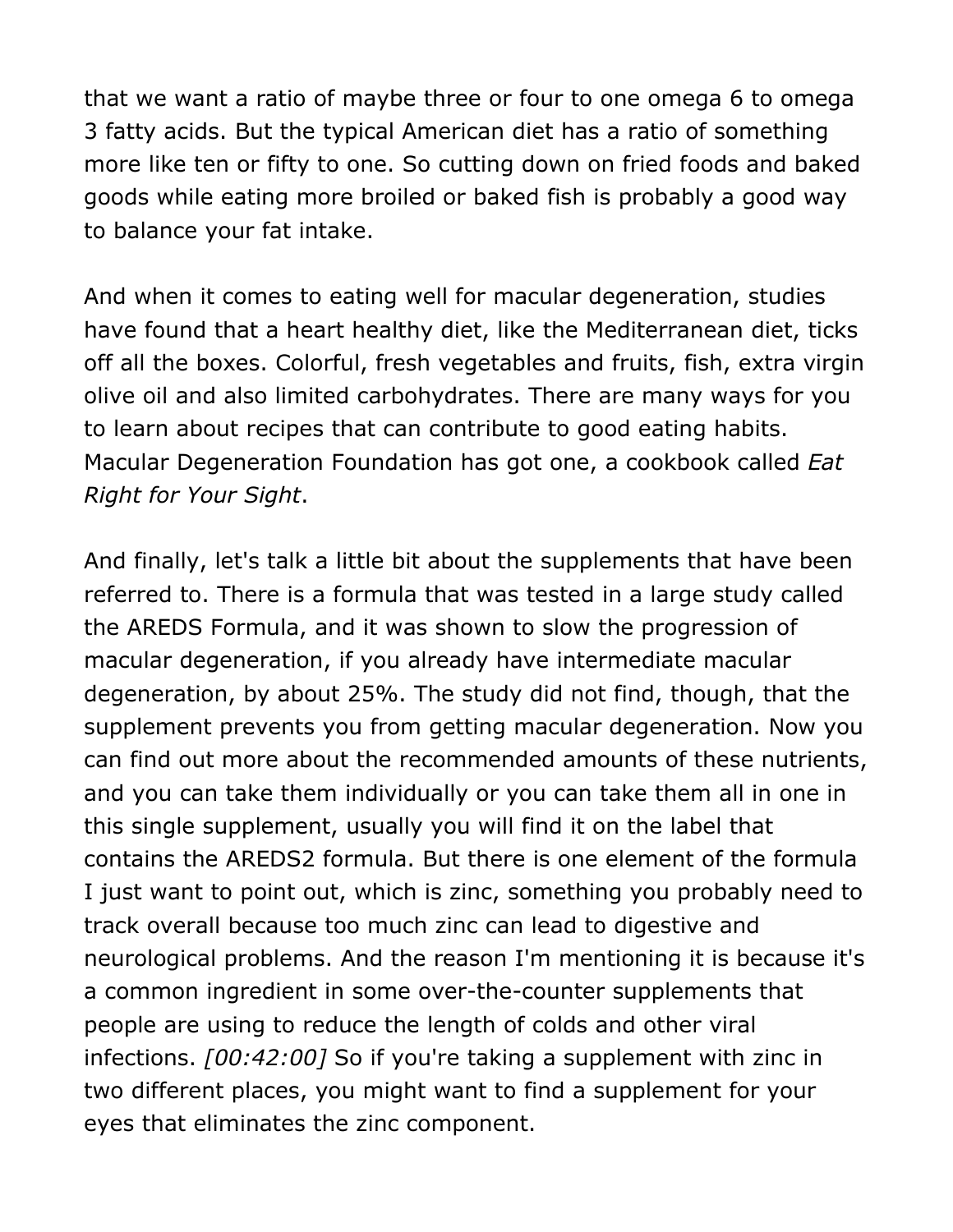that we want a ratio of maybe three or four to one omega 6 to omega 3 fatty acids. But the typical American diet has a ratio of something more like ten or fifty to one. So cutting down on fried foods and baked goods while eating more broiled or baked fish is probably a good way to balance your fat intake.

And when it comes to eating well for macular degeneration, studies have found that a heart healthy diet, like the Mediterranean diet, ticks off all the boxes. Colorful, fresh vegetables and fruits, fish, extra virgin olive oil and also limited carbohydrates. There are many ways for you to learn about recipes that can contribute to good eating habits. Macular Degeneration Foundation has got one, a cookbook called *Eat Right for Your Sight*.

And finally, let's talk a little bit about the supplements that have been referred to. There is a formula that was tested in a large study called the AREDS Formula, and it was shown to slow the progression of macular degeneration, if you already have intermediate macular degeneration, by about 25%. The study did not find, though, that the supplement prevents you from getting macular degeneration. Now you can find out more about the recommended amounts of these nutrients, and you can take them individually or you can take them all in one in this single supplement, usually you will find it on the label that contains the AREDS2 formula. But there is one element of the formula I just want to point out, which is zinc, something you probably need to track overall because too much zinc can lead to digestive and neurological problems. And the reason I'm mentioning it is because it's a common ingredient in some over-the-counter supplements that people are using to reduce the length of colds and other viral infections. *[00:42:00]* So if you're taking a supplement with zinc in two different places, you might want to find a supplement for your eyes that eliminates the zinc component.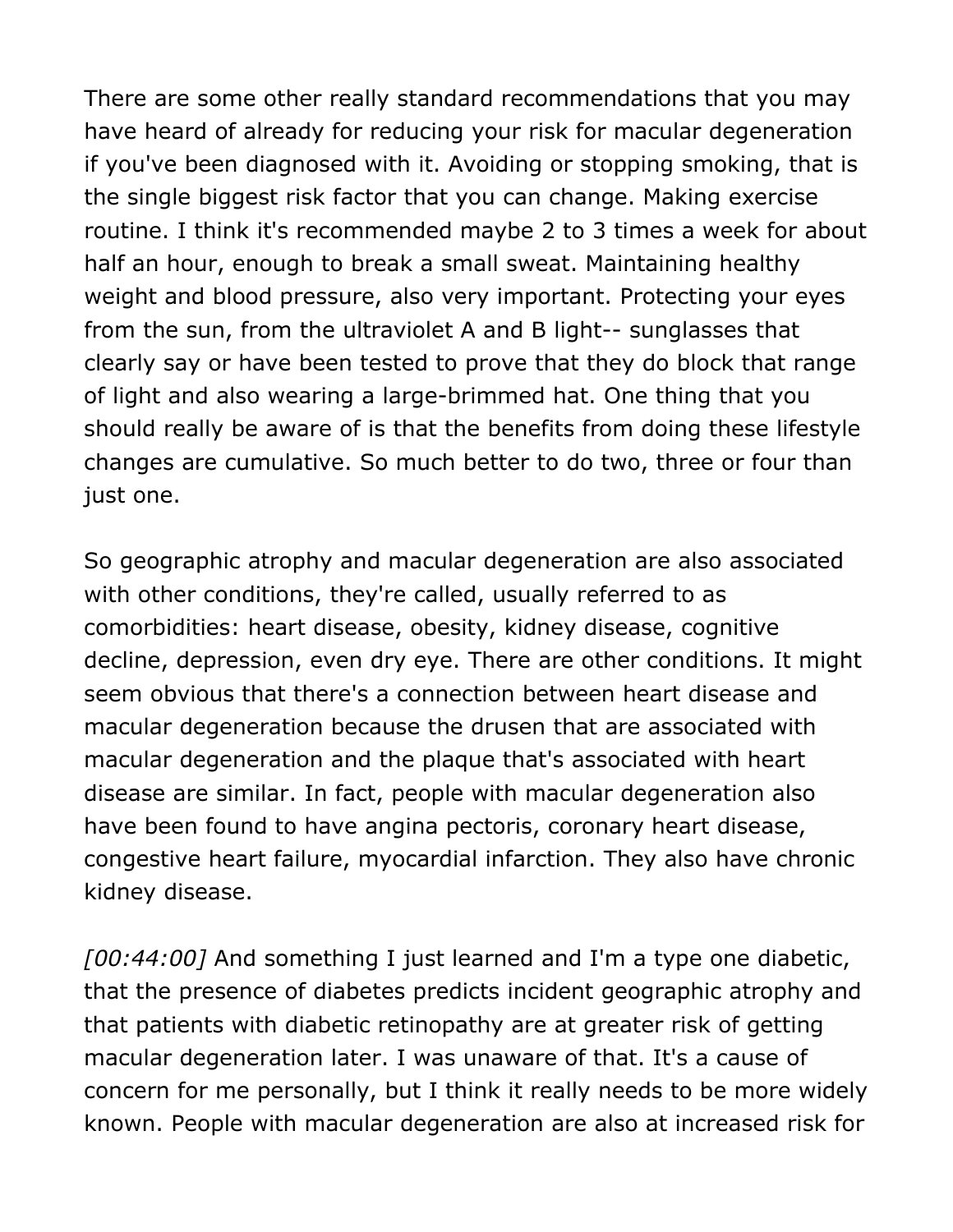There are some other really standard recommendations that you may have heard of already for reducing your risk for macular degeneration if you've been diagnosed with it. Avoiding or stopping smoking, that is the single biggest risk factor that you can change. Making exercise routine. I think it's recommended maybe 2 to 3 times a week for about half an hour, enough to break a small sweat. Maintaining healthy weight and blood pressure, also very important. Protecting your eyes from the sun, from the ultraviolet A and B light-- sunglasses that clearly say or have been tested to prove that they do block that range of light and also wearing a large-brimmed hat. One thing that you should really be aware of is that the benefits from doing these lifestyle changes are cumulative. So much better to do two, three or four than just one.

So geographic atrophy and macular degeneration are also associated with other conditions, they're called, usually referred to as comorbidities: heart disease, obesity, kidney disease, cognitive decline, depression, even dry eye. There are other conditions. It might seem obvious that there's a connection between heart disease and macular degeneration because the drusen that are associated with macular degeneration and the plaque that's associated with heart disease are similar. In fact, people with macular degeneration also have been found to have angina pectoris, coronary heart disease, congestive heart failure, myocardial infarction. They also have chronic kidney disease.

*[00:44:00]* And something I just learned and I'm a type one diabetic, that the presence of diabetes predicts incident geographic atrophy and that patients with diabetic retinopathy are at greater risk of getting macular degeneration later. I was unaware of that. It's a cause of concern for me personally, but I think it really needs to be more widely known. People with macular degeneration are also at increased risk for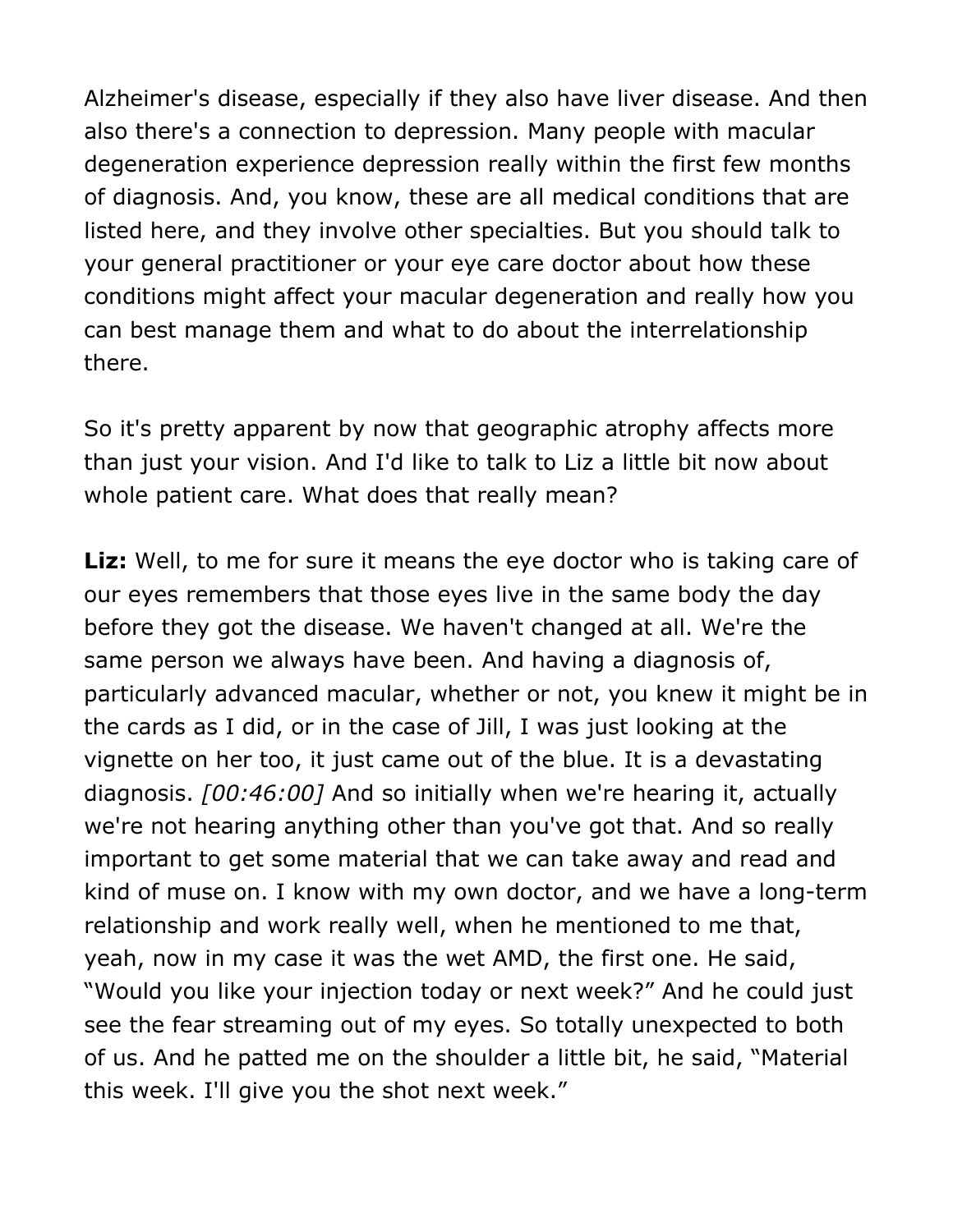Alzheimer's disease, especially if they also have liver disease. And then also there's a connection to depression. Many people with macular degeneration experience depression really within the first few months of diagnosis. And, you know, these are all medical conditions that are listed here, and they involve other specialties. But you should talk to your general practitioner or your eye care doctor about how these conditions might affect your macular degeneration and really how you can best manage them and what to do about the interrelationship there.

So it's pretty apparent by now that geographic atrophy affects more than just your vision. And I'd like to talk to Liz a little bit now about whole patient care. What does that really mean?

**Liz:** Well, to me for sure it means the eye doctor who is taking care of our eyes remembers that those eyes live in the same body the day before they got the disease. We haven't changed at all. We're the same person we always have been. And having a diagnosis of, particularly advanced macular, whether or not, you knew it might be in the cards as I did, or in the case of Jill, I was just looking at the vignette on her too, it just came out of the blue. It is a devastating diagnosis. *[00:46:00]* And so initially when we're hearing it, actually we're not hearing anything other than you've got that. And so really important to get some material that we can take away and read and kind of muse on. I know with my own doctor, and we have a long-term relationship and work really well, when he mentioned to me that, yeah, now in my case it was the wet AMD, the first one. He said, "Would you like your injection today or next week?" And he could just see the fear streaming out of my eyes. So totally unexpected to both of us. And he patted me on the shoulder a little bit, he said, "Material this week. I'll give you the shot next week."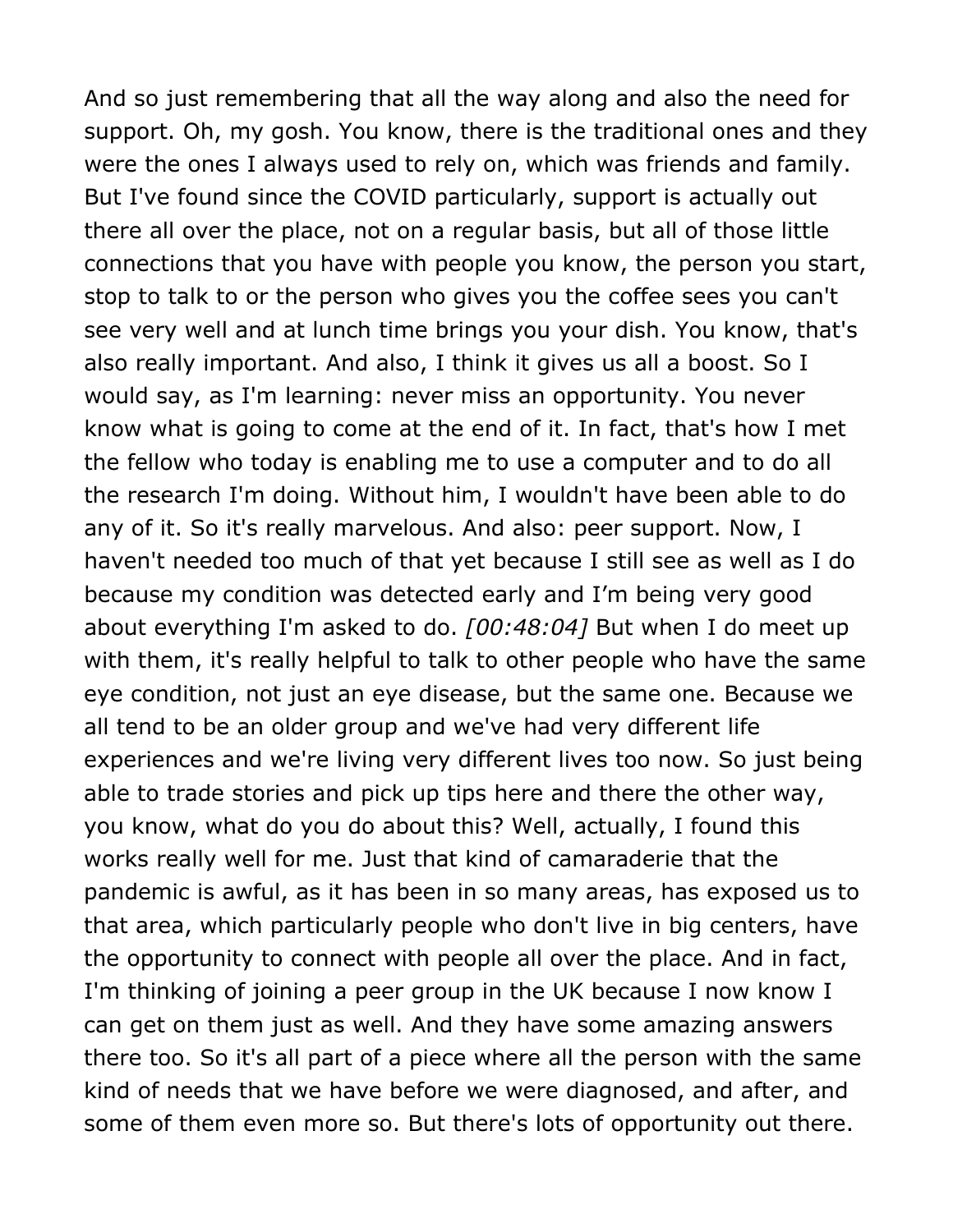And so just remembering that all the way along and also the need for support. Oh, my gosh. You know, there is the traditional ones and they were the ones I always used to rely on, which was friends and family. But I've found since the COVID particularly, support is actually out there all over the place, not on a regular basis, but all of those little connections that you have with people you know, the person you start, stop to talk to or the person who gives you the coffee sees you can't see very well and at lunch time brings you your dish. You know, that's also really important. And also, I think it gives us all a boost. So I would say, as I'm learning: never miss an opportunity. You never know what is going to come at the end of it. In fact, that's how I met the fellow who today is enabling me to use a computer and to do all the research I'm doing. Without him, I wouldn't have been able to do any of it. So it's really marvelous. And also: peer support. Now, I haven't needed too much of that yet because I still see as well as I do because my condition was detected early and I'm being very good about everything I'm asked to do. *[00:48:04]* But when I do meet up with them, it's really helpful to talk to other people who have the same eye condition, not just an eye disease, but the same one. Because we all tend to be an older group and we've had very different life experiences and we're living very different lives too now. So just being able to trade stories and pick up tips here and there the other way, you know, what do you do about this? Well, actually, I found this works really well for me. Just that kind of camaraderie that the pandemic is awful, as it has been in so many areas, has exposed us to that area, which particularly people who don't live in big centers, have the opportunity to connect with people all over the place. And in fact, I'm thinking of joining a peer group in the UK because I now know I can get on them just as well. And they have some amazing answers there too. So it's all part of a piece where all the person with the same kind of needs that we have before we were diagnosed, and after, and some of them even more so. But there's lots of opportunity out there.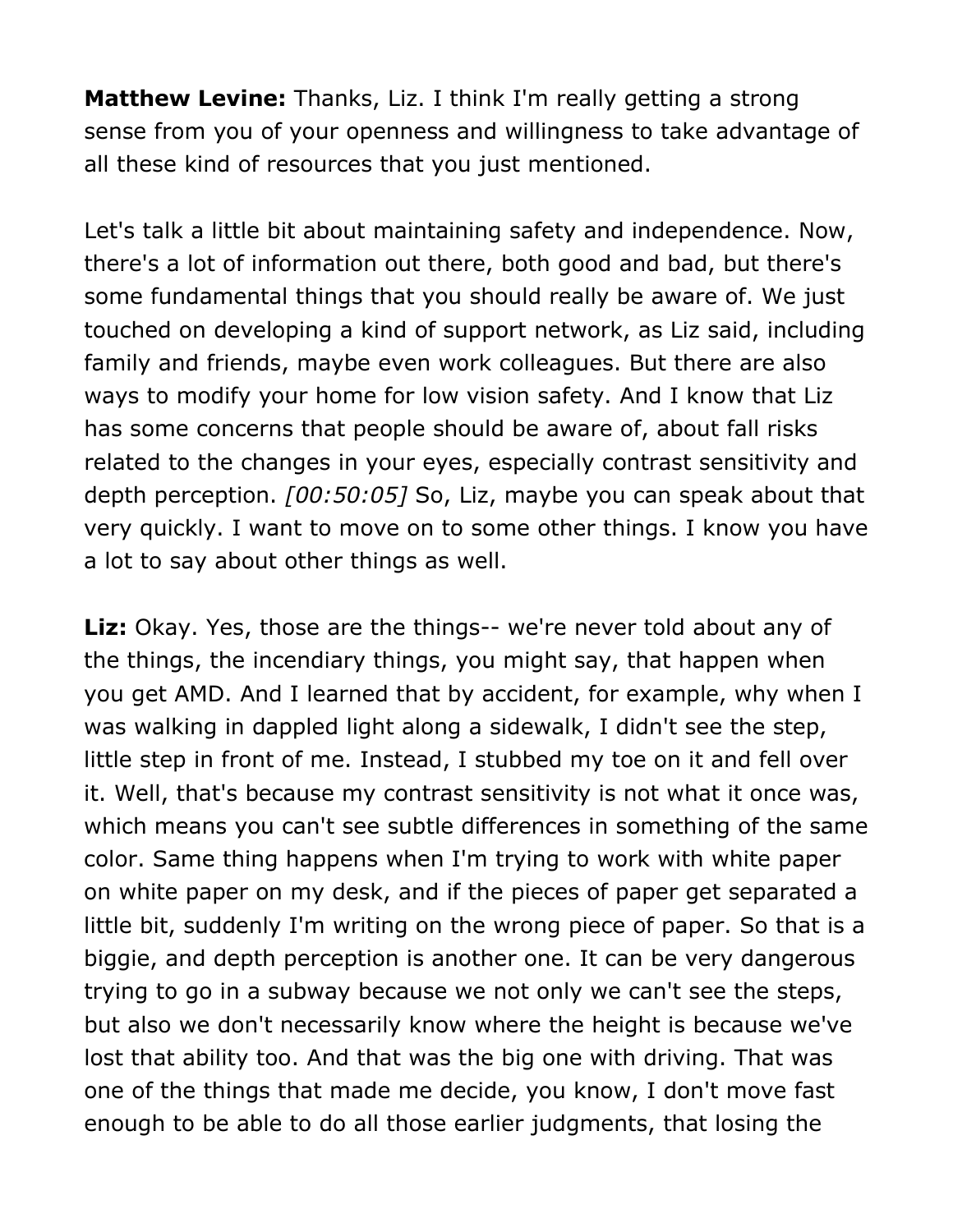**Matthew Levine:** Thanks, Liz. I think I'm really getting a strong sense from you of your openness and willingness to take advantage of all these kind of resources that you just mentioned.

Let's talk a little bit about maintaining safety and independence. Now, there's a lot of information out there, both good and bad, but there's some fundamental things that you should really be aware of. We just touched on developing a kind of support network, as Liz said, including family and friends, maybe even work colleagues. But there are also ways to modify your home for low vision safety. And I know that Liz has some concerns that people should be aware of, about fall risks related to the changes in your eyes, especially contrast sensitivity and depth perception. *[00:50:05]* So, Liz, maybe you can speak about that very quickly. I want to move on to some other things. I know you have a lot to say about other things as well.

**Liz:** Okay. Yes, those are the things-- we're never told about any of the things, the incendiary things, you might say, that happen when you get AMD. And I learned that by accident, for example, why when I was walking in dappled light along a sidewalk, I didn't see the step, little step in front of me. Instead, I stubbed my toe on it and fell over it. Well, that's because my contrast sensitivity is not what it once was, which means you can't see subtle differences in something of the same color. Same thing happens when I'm trying to work with white paper on white paper on my desk, and if the pieces of paper get separated a little bit, suddenly I'm writing on the wrong piece of paper. So that is a biggie, and depth perception is another one. It can be very dangerous trying to go in a subway because we not only we can't see the steps, but also we don't necessarily know where the height is because we've lost that ability too. And that was the big one with driving. That was one of the things that made me decide, you know, I don't move fast enough to be able to do all those earlier judgments, that losing the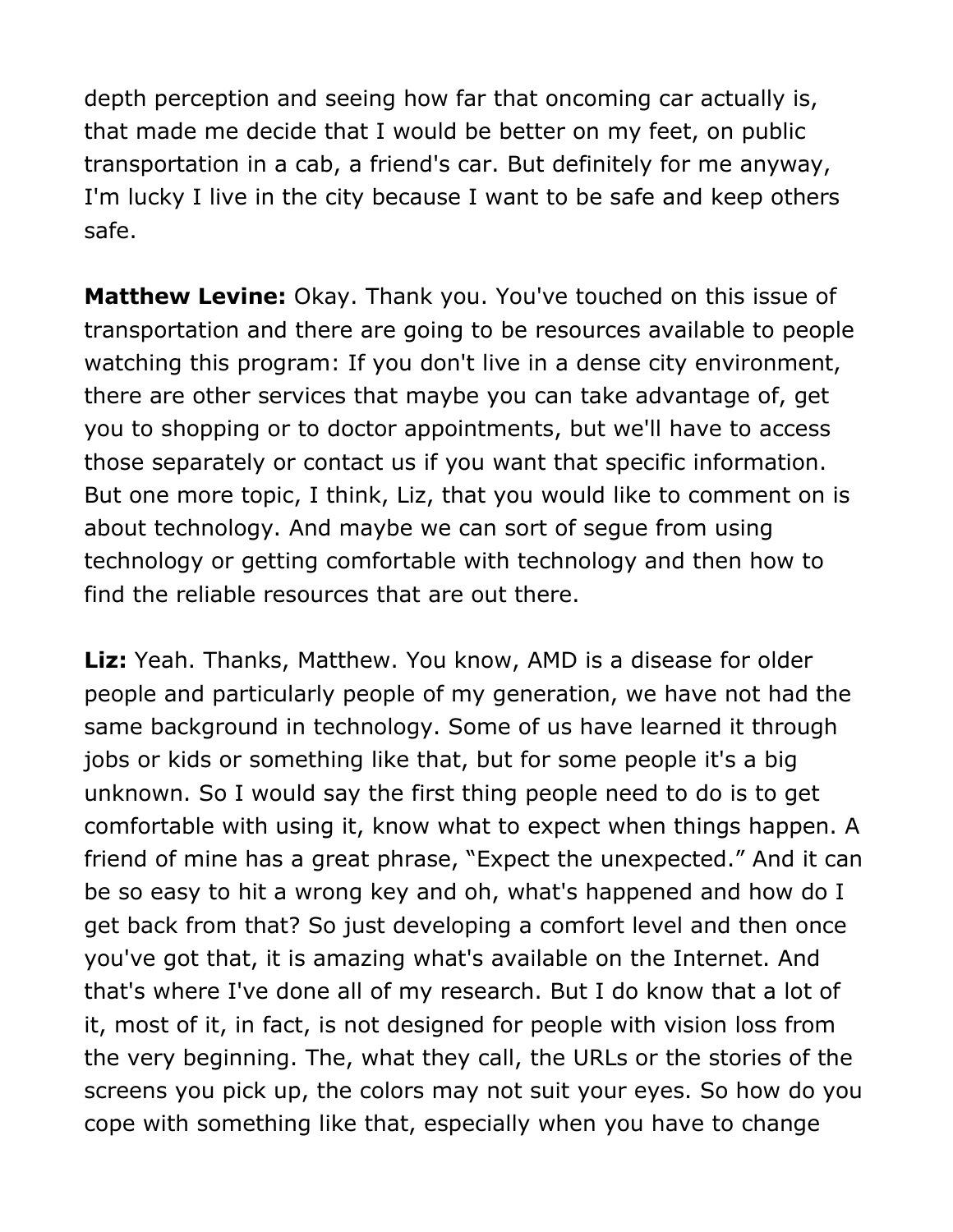depth perception and seeing how far that oncoming car actually is, that made me decide that I would be better on my feet, on public transportation in a cab, a friend's car. But definitely for me anyway, I'm lucky I live in the city because I want to be safe and keep others safe.

**Matthew Levine:** Okay. Thank you. You've touched on this issue of transportation and there are going to be resources available to people watching this program: If you don't live in a dense city environment, there are other services that maybe you can take advantage of, get you to shopping or to doctor appointments, but we'll have to access those separately or contact us if you want that specific information. But one more topic, I think, Liz, that you would like to comment on is about technology. And maybe we can sort of segue from using technology or getting comfortable with technology and then how to find the reliable resources that are out there.

**Liz:** Yeah. Thanks, Matthew. You know, AMD is a disease for older people and particularly people of my generation, we have not had the same background in technology. Some of us have learned it through jobs or kids or something like that, but for some people it's a big unknown. So I would say the first thing people need to do is to get comfortable with using it, know what to expect when things happen. A friend of mine has a great phrase, "Expect the unexpected." And it can be so easy to hit a wrong key and oh, what's happened and how do I get back from that? So just developing a comfort level and then once you've got that, it is amazing what's available on the Internet. And that's where I've done all of my research. But I do know that a lot of it, most of it, in fact, is not designed for people with vision loss from the very beginning. The, what they call, the URLs or the stories of the screens you pick up, the colors may not suit your eyes. So how do you cope with something like that, especially when you have to change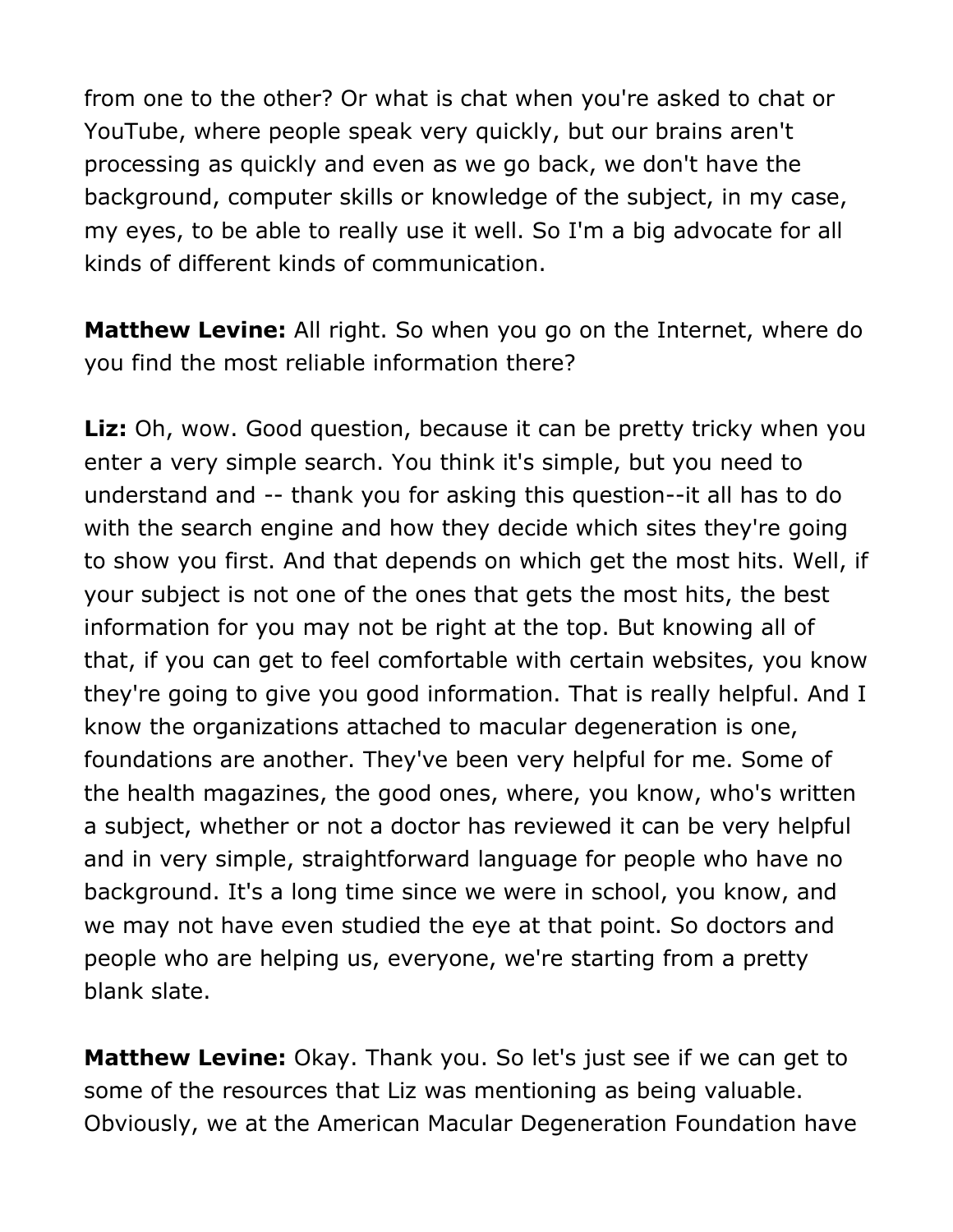from one to the other? Or what is chat when you're asked to chat or YouTube, where people speak very quickly, but our brains aren't processing as quickly and even as we go back, we don't have the background, computer skills or knowledge of the subject, in my case, my eyes, to be able to really use it well. So I'm a big advocate for all kinds of different kinds of communication.

**Matthew Levine:** All right. So when you go on the Internet, where do you find the most reliable information there?

**Liz:** Oh, wow. Good question, because it can be pretty tricky when you enter a very simple search. You think it's simple, but you need to understand and -- thank you for asking this question--it all has to do with the search engine and how they decide which sites they're going to show you first. And that depends on which get the most hits. Well, if your subject is not one of the ones that gets the most hits, the best information for you may not be right at the top. But knowing all of that, if you can get to feel comfortable with certain websites, you know they're going to give you good information. That is really helpful. And I know the organizations attached to macular degeneration is one, foundations are another. They've been very helpful for me. Some of the health magazines, the good ones, where, you know, who's written a subject, whether or not a doctor has reviewed it can be very helpful and in very simple, straightforward language for people who have no background. It's a long time since we were in school, you know, and we may not have even studied the eye at that point. So doctors and people who are helping us, everyone, we're starting from a pretty blank slate.

**Matthew Levine:** Okay. Thank you. So let's just see if we can get to some of the resources that Liz was mentioning as being valuable. Obviously, we at the American Macular Degeneration Foundation have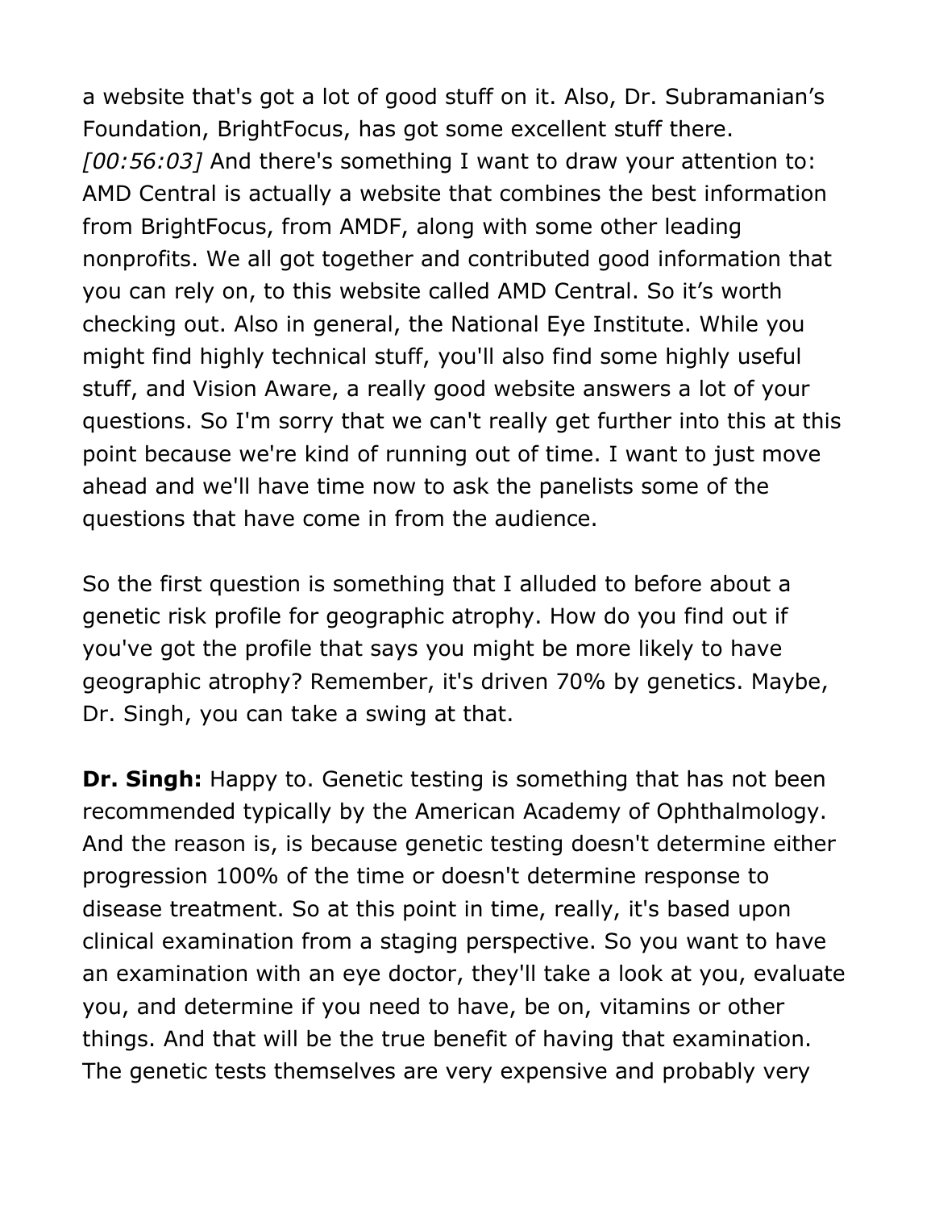a website that's got a lot of good stuff on it. Also, Dr. Subramanian's Foundation, BrightFocus, has got some excellent stuff there. *[00:56:03]* And there's something I want to draw your attention to: AMD Central is actually a website that combines the best information from BrightFocus, from AMDF, along with some other leading nonprofits. We all got together and contributed good information that you can rely on, to this website called AMD Central. So it's worth checking out. Also in general, the National Eye Institute. While you might find highly technical stuff, you'll also find some highly useful stuff, and Vision Aware, a really good website answers a lot of your questions. So I'm sorry that we can't really get further into this at this point because we're kind of running out of time. I want to just move ahead and we'll have time now to ask the panelists some of the questions that have come in from the audience.

So the first question is something that I alluded to before about a genetic risk profile for geographic atrophy. How do you find out if you've got the profile that says you might be more likely to have geographic atrophy? Remember, it's driven 70% by genetics. Maybe, Dr. Singh, you can take a swing at that.

**Dr. Singh:** Happy to. Genetic testing is something that has not been recommended typically by the American Academy of Ophthalmology. And the reason is, is because genetic testing doesn't determine either progression 100% of the time or doesn't determine response to disease treatment. So at this point in time, really, it's based upon clinical examination from a staging perspective. So you want to have an examination with an eye doctor, they'll take a look at you, evaluate you, and determine if you need to have, be on, vitamins or other things. And that will be the true benefit of having that examination. The genetic tests themselves are very expensive and probably very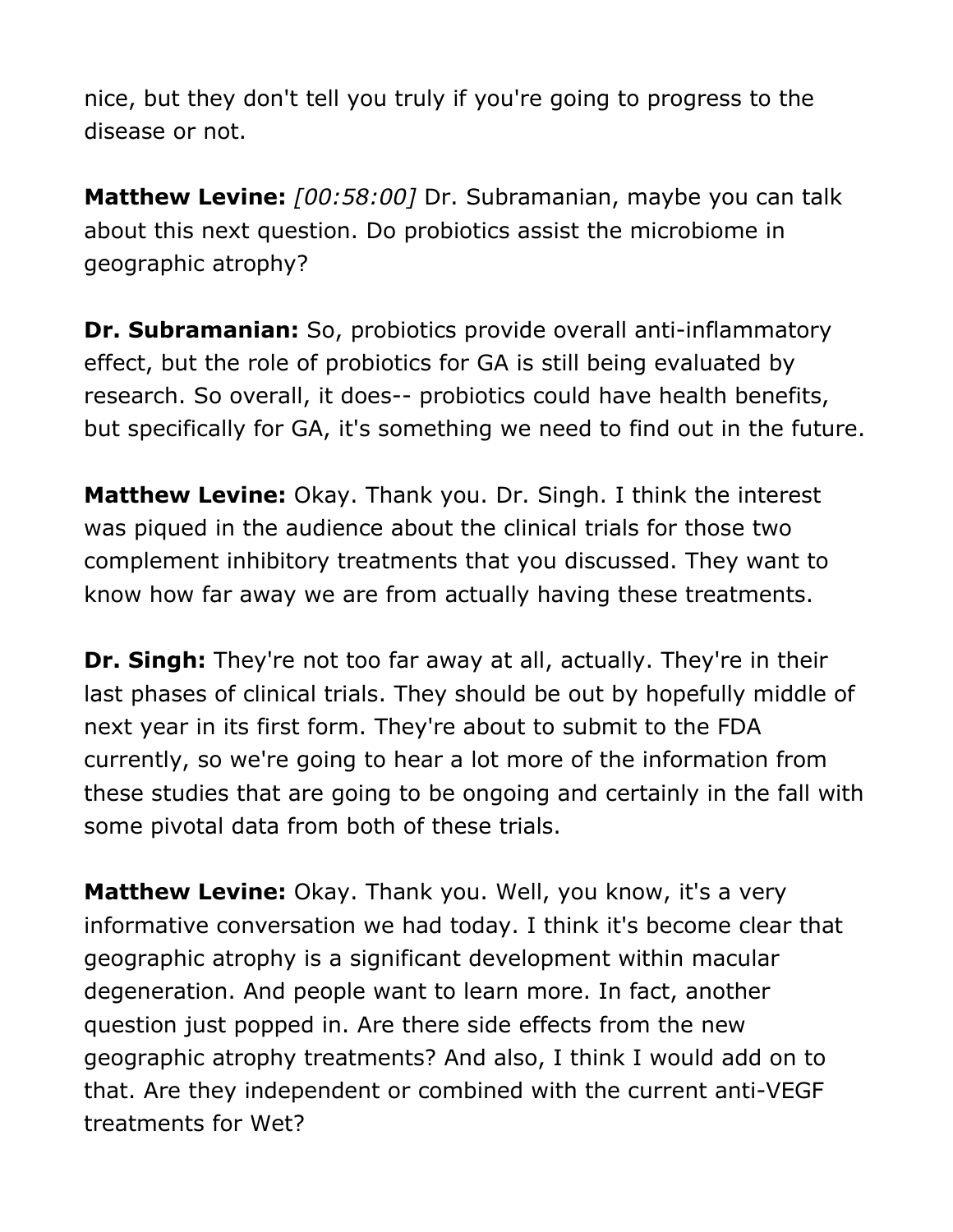nice, but they don't tell you truly if you're going to progress to the disease or not.

**Matthew Levine:** *[00:58:00]* Dr. Subramanian, maybe you can talk about this next question. Do probiotics assist the microbiome in geographic atrophy?

**Dr. Subramanian:** So, probiotics provide overall anti-inflammatory effect, but the role of probiotics for GA is still being evaluated by research. So overall, it does-- probiotics could have health benefits, but specifically for GA, it's something we need to find out in the future.

**Matthew Levine:** Okay. Thank you. Dr. Singh. I think the interest was piqued in the audience about the clinical trials for those two complement inhibitory treatments that you discussed. They want to know how far away we are from actually having these treatments.

**Dr. Singh:** They're not too far away at all, actually. They're in their last phases of clinical trials. They should be out by hopefully middle of next year in its first form. They're about to submit to the FDA currently, so we're going to hear a lot more of the information from these studies that are going to be ongoing and certainly in the fall with some pivotal data from both of these trials.

**Matthew Levine:** Okay. Thank you. Well, you know, it's a very informative conversation we had today. I think it's become clear that geographic atrophy is a significant development within macular degeneration. And people want to learn more. In fact, another question just popped in. Are there side effects from the new geographic atrophy treatments? And also, I think I would add on to that. Are they independent or combined with the current anti-VEGF treatments for Wet?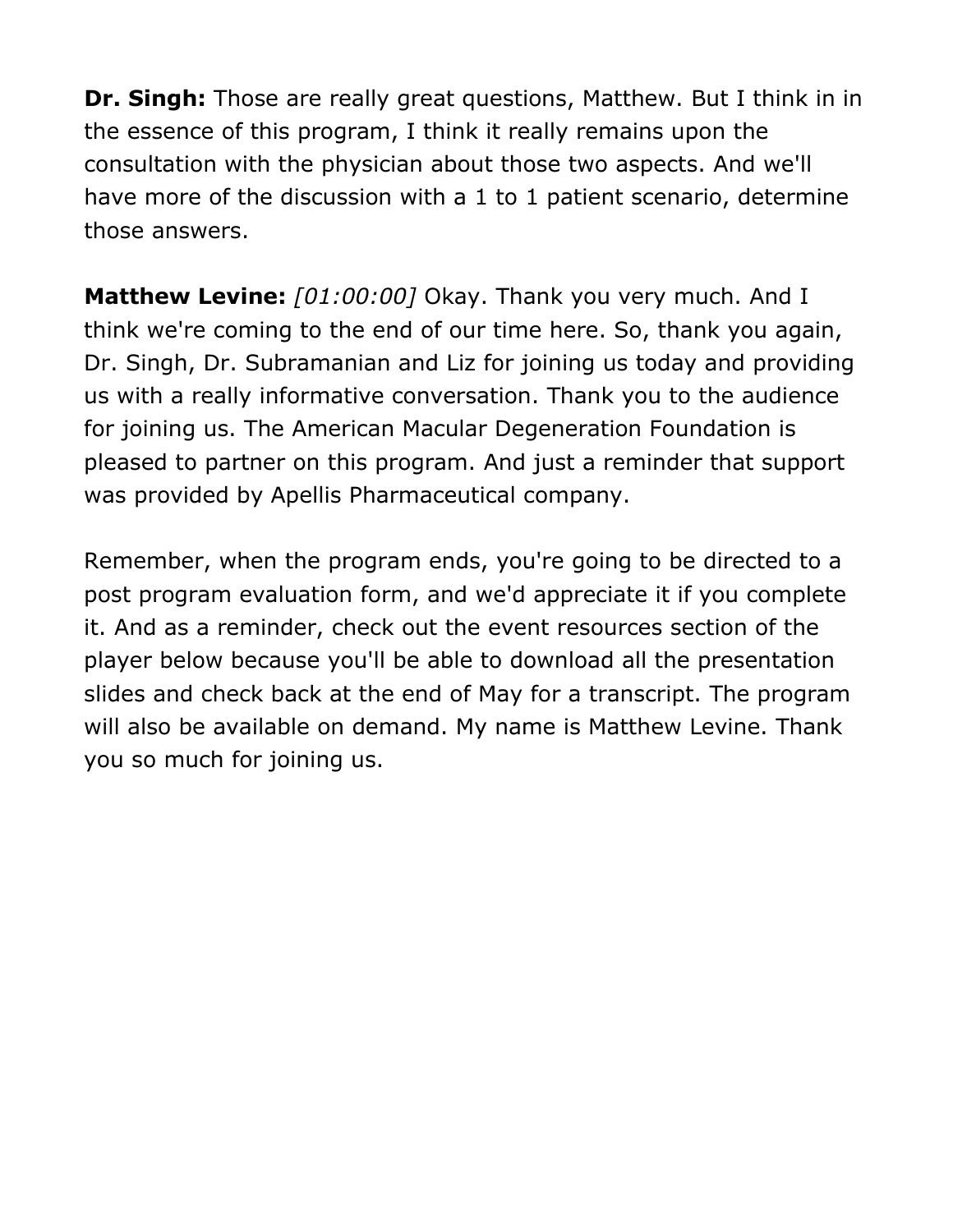**Dr. Singh:** Those are really great questions, Matthew. But I think in in the essence of this program, I think it really remains upon the consultation with the physician about those two aspects. And we'll have more of the discussion with a 1 to 1 patient scenario, determine those answers.

**Matthew Levine:** *[01:00:00]* Okay. Thank you very much. And I think we're coming to the end of our time here. So, thank you again, Dr. Singh, Dr. Subramanian and Liz for joining us today and providing us with a really informative conversation. Thank you to the audience for joining us. The American Macular Degeneration Foundation is pleased to partner on this program. And just a reminder that support was provided by Apellis Pharmaceutical company.

Remember, when the program ends, you're going to be directed to a post program evaluation form, and we'd appreciate it if you complete it. And as a reminder, check out the event resources section of the player below because you'll be able to download all the presentation slides and check back at the end of May for a transcript. The program will also be available on demand. My name is Matthew Levine. Thank you so much for joining us.